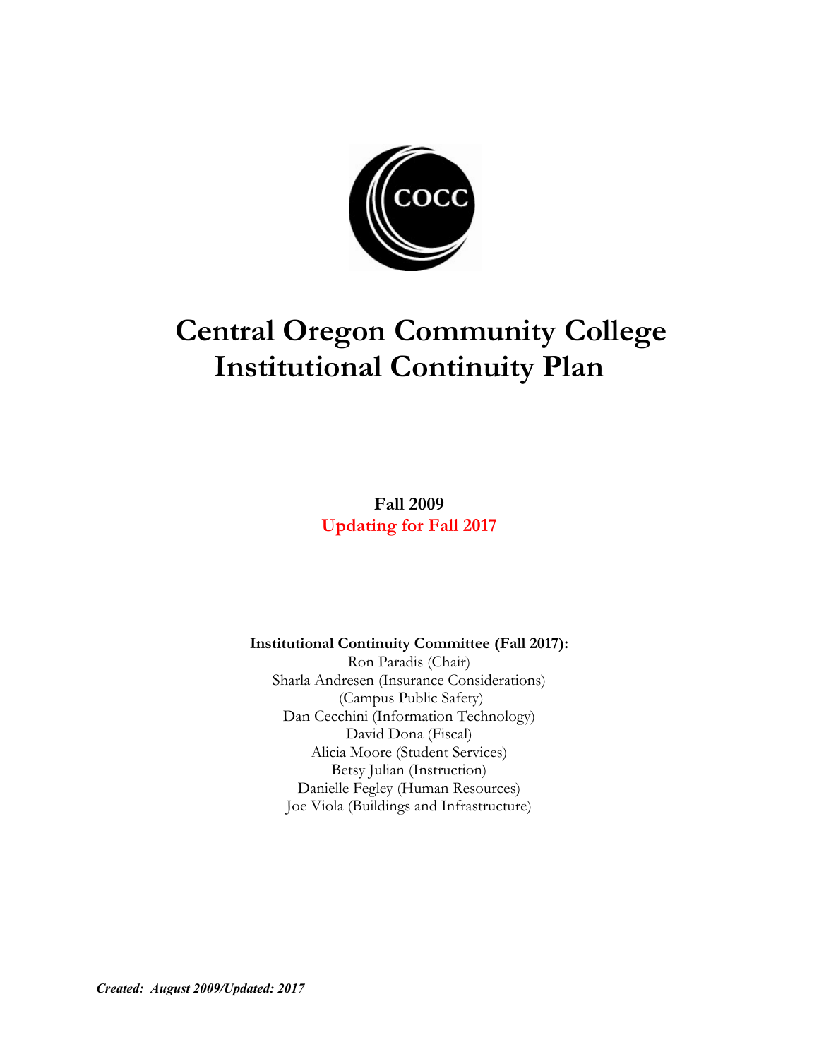# Central Oregon Community College Institutional Continuity Plan

**Fall 2009**
**Updating for Fall 2017**

**Institutional Continuity Committee (Fall 2017):**
Ron Paradis (Chair)
Sharla Andresen (Insurance Considerations)
(Campus Public Safety)
Dan Cecchini (Information Technology)
David Dona (Fiscal)
Alicia Moore (Student Services)
Betsy Julian (Instruction)
Danielle Fegley (Human Resources)
Joe Viola (Buildings and Infrastructure)

***Created: August 2009/Updated: 2017***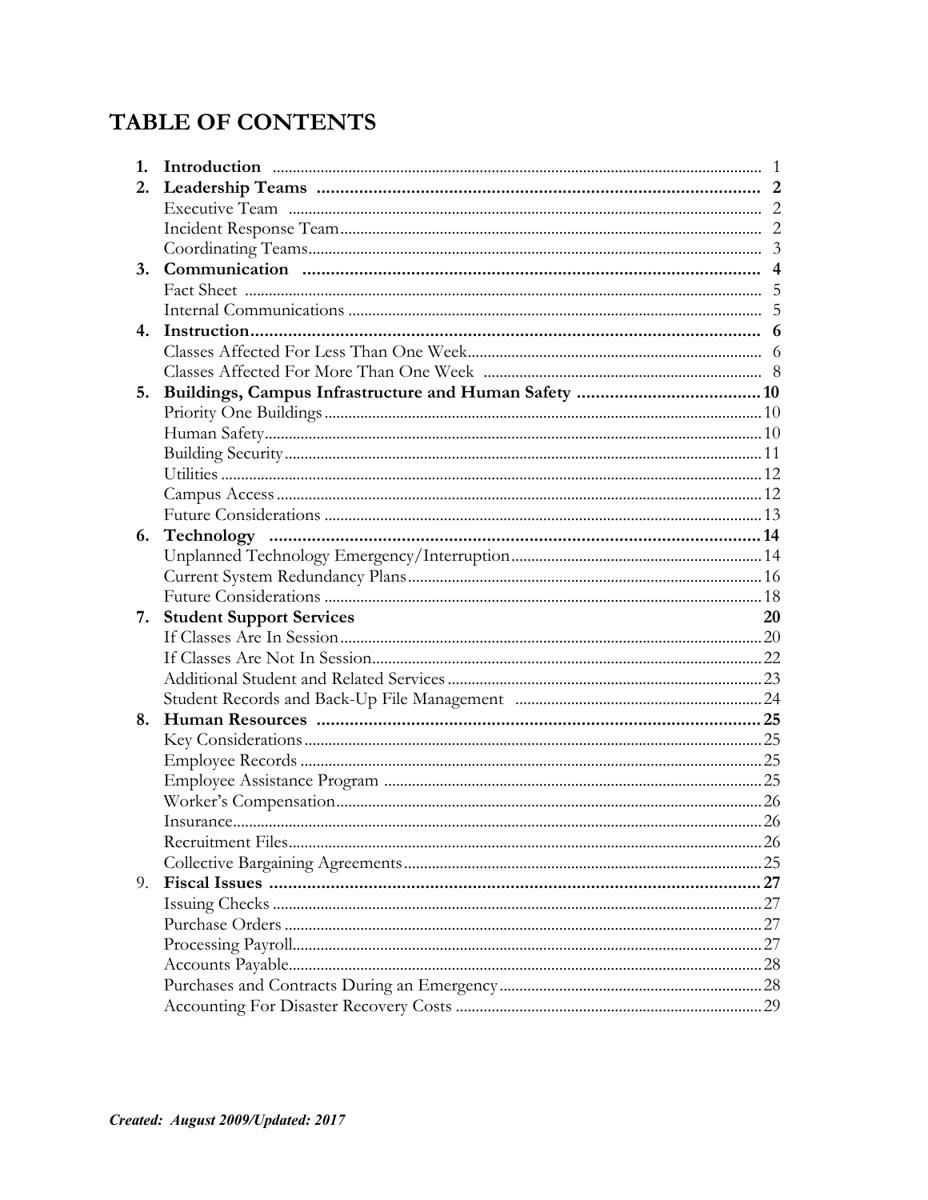# TABLE OF CONTENTS

1. **Introduction** ........ 1
2. **Leadership Teams** ........ **2**
   - Executive Team ........ 2
   - Incident Response Team ........ 2
   - Coordinating Teams ........ 3
3. **Communication** ........ **4**
   - Fact Sheet ........ 5
   - Internal Communications ........ 5
4. **Instruction** ........ **6**
   - Classes Affected For Less Than One Week ........ 6
   - Classes Affected For More Than One Week ........ 8
5. **Buildings, Campus Infrastructure and Human Safety** ........ **10**
   - Priority One Buildings ........ 10
   - Human Safety ........ 10
   - Building Security ........ 11
   - Utilities ........ 12
   - Campus Access ........ 12
   - Future Considerations ........ 13
6. **Technology** ........ **14**
   - Unplanned Technology Emergency/Interruption ........ 14
   - Current System Redundancy Plans ........ 16
   - Future Considerations ........ 18
7. **Student Support Services** **20**
   - If Classes Are In Session ........ 20
   - If Classes Are Not In Session ........ 22
   - Additional Student and Related Services ........ 23
   - Student Records and Back-Up File Management ........ 24
8. **Human Resources** ........ **25**
   - Key Considerations ........ 25
   - Employee Records ........ 25
   - Employee Assistance Program ........ 25
   - Worker's Compensation ........ 26
   - Insurance ........ 26
   - Recruitment Files ........ 26
   - Collective Bargaining Agreements ........ 25
9. **Fiscal Issues** ........ **27**
   - Issuing Checks ........ 27
   - Purchase Orders ........ 27
   - Processing Payroll ........ 27
   - Accounts Payable ........ 28
   - Purchases and Contracts During an Emergency ........ 28
   - Accounting For Disaster Recovery Costs ........ 29

***Created: August 2009/Updated: 2017***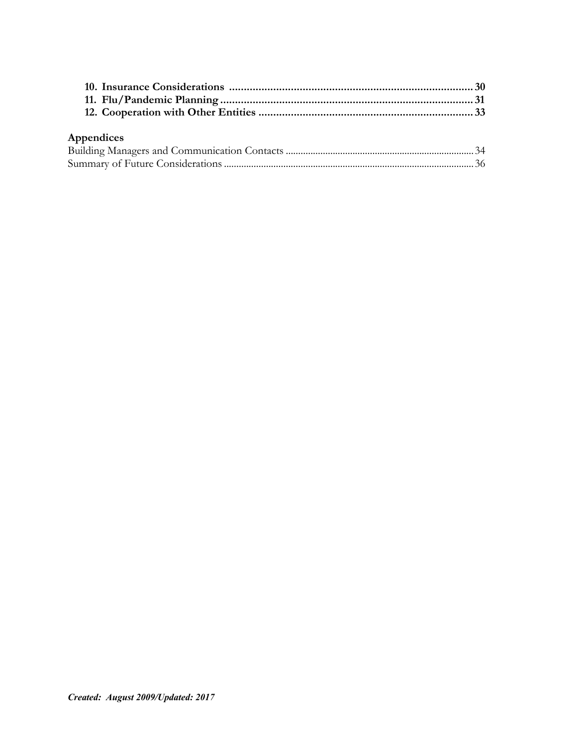**10. Insurance Considerations** .................................................................................... **30**
**11. Flu/Pandemic Planning** ....................................................................................... **31**
**12. Cooperation with Other Entities** ........................................................................ **33**

**Appendices**

Building Managers and Communication Contacts ............................................................................ 34
Summary of Future Considerations ................................................................................................... 36

***Created: August 2009/Updated: 2017***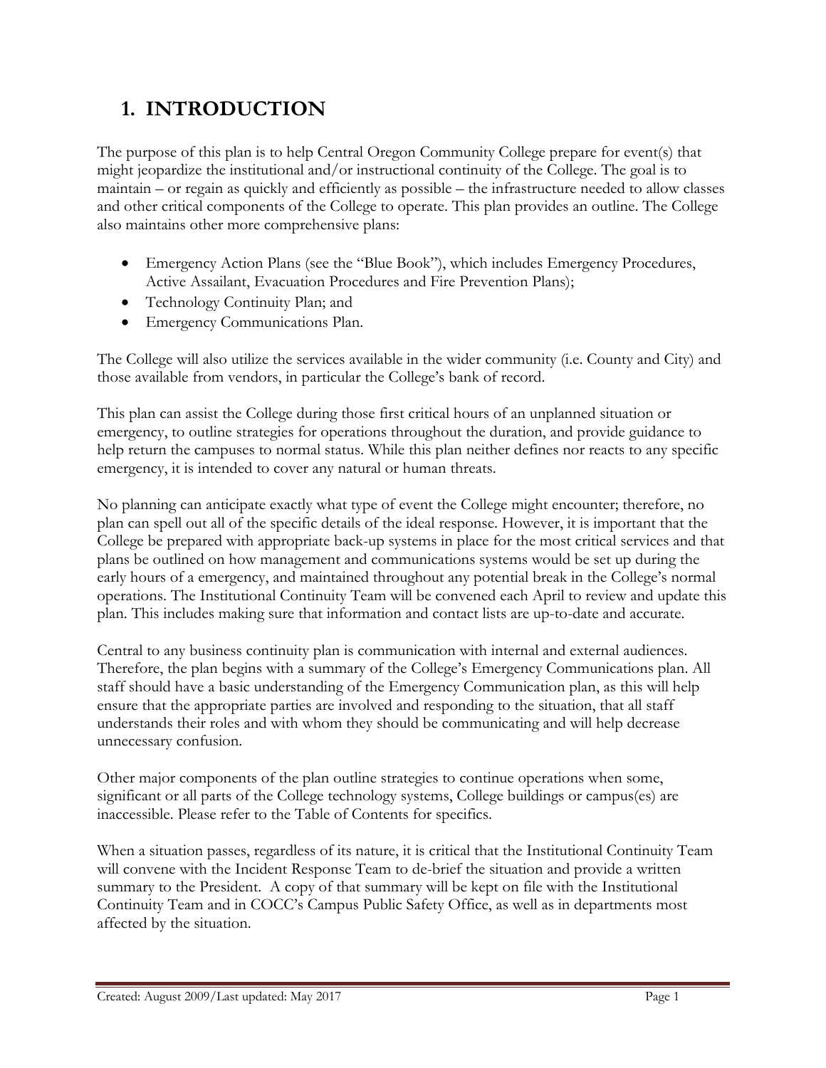# 1. INTRODUCTION

The purpose of this plan is to help Central Oregon Community College prepare for event(s) that might jeopardize the institutional and/or instructional continuity of the College. The goal is to maintain – or regain as quickly and efficiently as possible – the infrastructure needed to allow classes and other critical components of the College to operate. This plan provides an outline. The College also maintains other more comprehensive plans:

- Emergency Action Plans (see the "Blue Book"), which includes Emergency Procedures, Active Assailant, Evacuation Procedures and Fire Prevention Plans);
- Technology Continuity Plan; and
- Emergency Communications Plan.

The College will also utilize the services available in the wider community (i.e. County and City) and those available from vendors, in particular the College's bank of record.

This plan can assist the College during those first critical hours of an unplanned situation or emergency, to outline strategies for operations throughout the duration, and provide guidance to help return the campuses to normal status. While this plan neither defines nor reacts to any specific emergency, it is intended to cover any natural or human threats.

No planning can anticipate exactly what type of event the College might encounter; therefore, no plan can spell out all of the specific details of the ideal response. However, it is important that the College be prepared with appropriate back-up systems in place for the most critical services and that plans be outlined on how management and communications systems would be set up during the early hours of a emergency, and maintained throughout any potential break in the College's normal operations. The Institutional Continuity Team will be convened each April to review and update this plan. This includes making sure that information and contact lists are up-to-date and accurate.

Central to any business continuity plan is communication with internal and external audiences. Therefore, the plan begins with a summary of the College's Emergency Communications plan. All staff should have a basic understanding of the Emergency Communication plan, as this will help ensure that the appropriate parties are involved and responding to the situation, that all staff understands their roles and with whom they should be communicating and will help decrease unnecessary confusion.

Other major components of the plan outline strategies to continue operations when some, significant or all parts of the College technology systems, College buildings or campus(es) are inaccessible. Please refer to the Table of Contents for specifics.

When a situation passes, regardless of its nature, it is critical that the Institutional Continuity Team will convene with the Incident Response Team to de-brief the situation and provide a written summary to the President. A copy of that summary will be kept on file with the Institutional Continuity Team and in COCC's Campus Public Safety Office, as well as in departments most affected by the situation.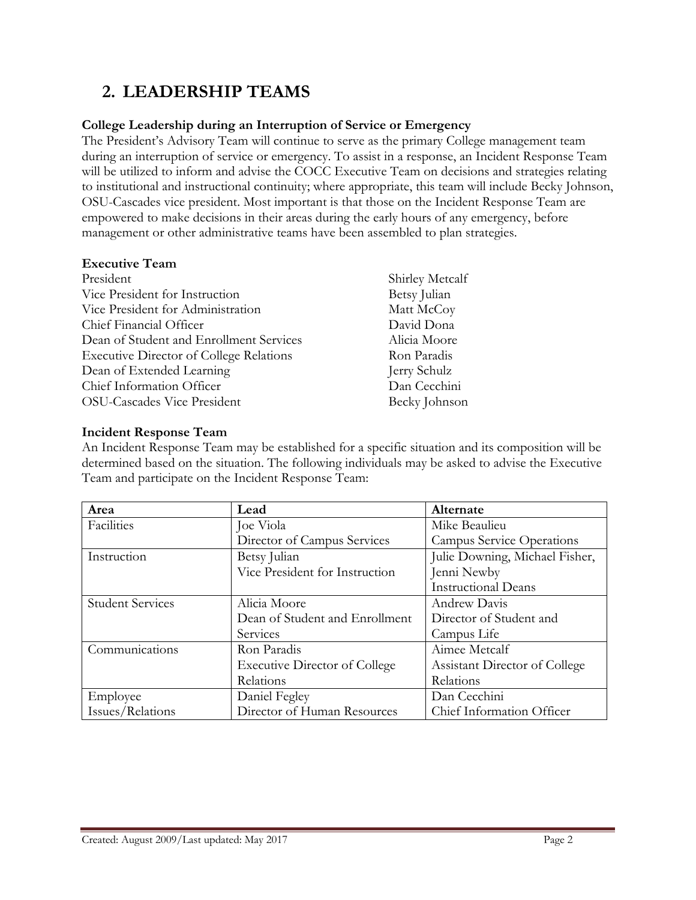## 2. LEADERSHIP TEAMS

**College Leadership during an Interruption of Service or Emergency**

The President's Advisory Team will continue to serve as the primary College management team during an interruption of service or emergency. To assist in a response, an Incident Response Team will be utilized to inform and advise the COCC Executive Team on decisions and strategies relating to institutional and instructional continuity; where appropriate, this team will include Becky Johnson, OSU-Cascades vice president. Most important is that those on the Incident Response Team are empowered to make decisions in their areas during the early hours of any emergency, before management or other administrative teams have been assembled to plan strategies.

**Executive Team**

| | |
|---|---|
| President | Shirley Metcalf |
| Vice President for Instruction | Betsy Julian |
| Vice President for Administration | Matt McCoy |
| Chief Financial Officer | David Dona |
| Dean of Student and Enrollment Services | Alicia Moore |
| Executive Director of College Relations | Ron Paradis |
| Dean of Extended Learning | Jerry Schulz |
| Chief Information Officer | Dan Cecchini |
| OSU-Cascades Vice President | Becky Johnson |

**Incident Response Team**

An Incident Response Team may be established for a specific situation and its composition will be determined based on the situation. The following individuals may be asked to advise the Executive Team and participate on the Incident Response Team:

| Area | Lead | Alternate |
|---|---|---|
| Facilities | Joe Viola<br>Director of Campus Services | Mike Beaulieu<br>Campus Service Operations |
| Instruction | Betsy Julian<br>Vice President for Instruction | Julie Downing, Michael Fisher, Jenni Newby<br>Instructional Deans |
| Student Services | Alicia Moore<br>Dean of Student and Enrollment Services | Andrew Davis<br>Director of Student and Campus Life |
| Communications | Ron Paradis<br>Executive Director of College Relations | Aimee Metcalf<br>Assistant Director of College Relations |
| Employee Issues/Relations | Daniel Fegley<br>Director of Human Resources | Dan Cecchini<br>Chief Information Officer |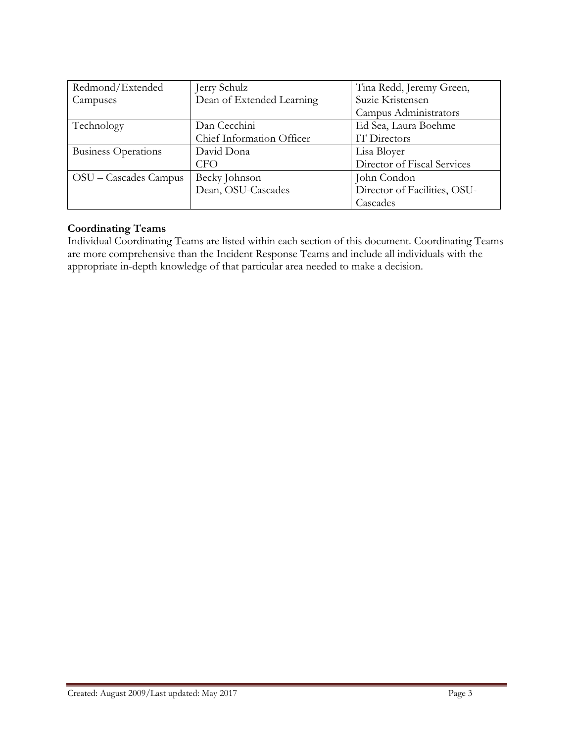| | | |
|---|---|---|
| Redmond/Extended Campuses | Jerry Schulz<br>Dean of Extended Learning | Tina Redd, Jeremy Green, Suzie Kristensen<br>Campus Administrators |
| Technology | Dan Cecchini<br>Chief Information Officer | Ed Sea, Laura Boehme<br>IT Directors |
| Business Operations | David Dona<br>CFO | Lisa Bloyer<br>Director of Fiscal Services |
| OSU – Cascades Campus | Becky Johnson<br>Dean, OSU-Cascades | John Condon<br>Director of Facilities, OSU-Cascades |

**Coordinating Teams**

Individual Coordinating Teams are listed within each section of this document. Coordinating Teams are more comprehensive than the Incident Response Teams and include all individuals with the appropriate in-depth knowledge of that particular area needed to make a decision.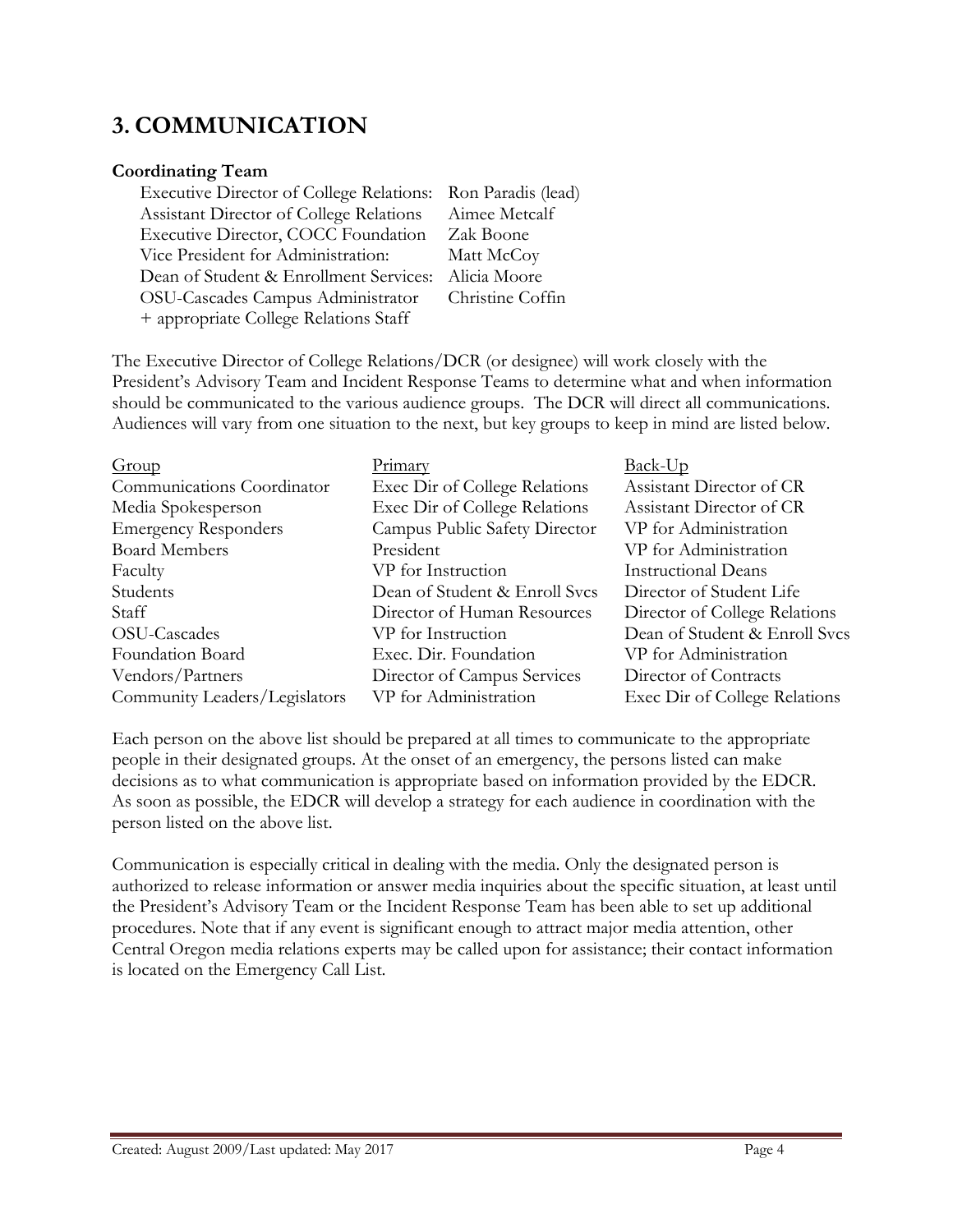## 3. COMMUNICATION

**Coordinating Team**

| | |
|---|---|
| Executive Director of College Relations: | Ron Paradis (lead) |
| Assistant Director of College Relations | Aimee Metcalf |
| Executive Director, COCC Foundation | Zak Boone |
| Vice President for Administration: | Matt McCoy |
| Dean of Student & Enrollment Services: | Alicia Moore |
| OSU-Cascades Campus Administrator | Christine Coffin |
| + appropriate College Relations Staff | |

The Executive Director of College Relations/DCR (or designee) will work closely with the President's Advisory Team and Incident Response Teams to determine what and when information should be communicated to the various audience groups. The DCR will direct all communications. Audiences will vary from one situation to the next, but key groups to keep in mind are listed below.

| Group | Primary | Back-Up |
|---|---|---|
| Communications Coordinator | Exec Dir of College Relations | Assistant Director of CR |
| Media Spokesperson | Exec Dir of College Relations | Assistant Director of CR |
| Emergency Responders | Campus Public Safety Director | VP for Administration |
| Board Members | President | VP for Administration |
| Faculty | VP for Instruction | Instructional Deans |
| Students | Dean of Student & Enroll Svcs | Director of Student Life |
| Staff | Director of Human Resources | Director of College Relations |
| OSU-Cascades | VP for Instruction | Dean of Student & Enroll Svcs |
| Foundation Board | Exec. Dir. Foundation | VP for Administration |
| Vendors/Partners | Director of Campus Services | Director of Contracts |
| Community Leaders/Legislators | VP for Administration | Exec Dir of College Relations |

Each person on the above list should be prepared at all times to communicate to the appropriate people in their designated groups. At the onset of an emergency, the persons listed can make decisions as to what communication is appropriate based on information provided by the EDCR. As soon as possible, the EDCR will develop a strategy for each audience in coordination with the person listed on the above list.

Communication is especially critical in dealing with the media. Only the designated person is authorized to release information or answer media inquiries about the specific situation, at least until the President's Advisory Team or the Incident Response Team has been able to set up additional procedures. Note that if any event is significant enough to attract major media attention, other Central Oregon media relations experts may be called upon for assistance; their contact information is located on the Emergency Call List.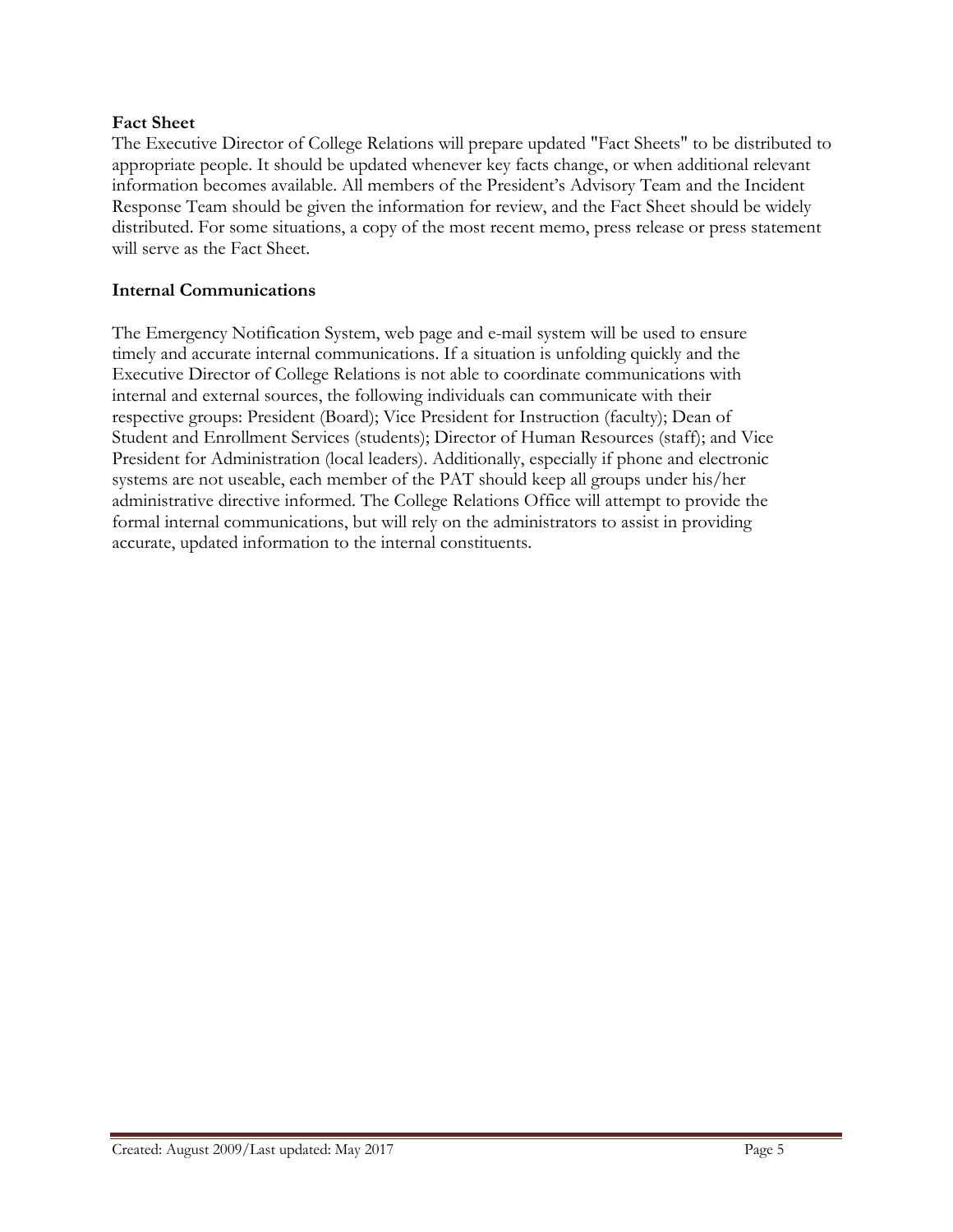**Fact Sheet**

The Executive Director of College Relations will prepare updated "Fact Sheets" to be distributed to appropriate people. It should be updated whenever key facts change, or when additional relevant information becomes available. All members of the President's Advisory Team and the Incident Response Team should be given the information for review, and the Fact Sheet should be widely distributed. For some situations, a copy of the most recent memo, press release or press statement will serve as the Fact Sheet.

**Internal Communications**

The Emergency Notification System, web page and e-mail system will be used to ensure timely and accurate internal communications. If a situation is unfolding quickly and the Executive Director of College Relations is not able to coordinate communications with internal and external sources, the following individuals can communicate with their respective groups: President (Board); Vice President for Instruction (faculty); Dean of Student and Enrollment Services (students); Director of Human Resources (staff); and Vice President for Administration (local leaders). Additionally, especially if phone and electronic systems are not useable, each member of the PAT should keep all groups under his/her administrative directive informed. The College Relations Office will attempt to provide the formal internal communications, but will rely on the administrators to assist in providing accurate, updated information to the internal constituents.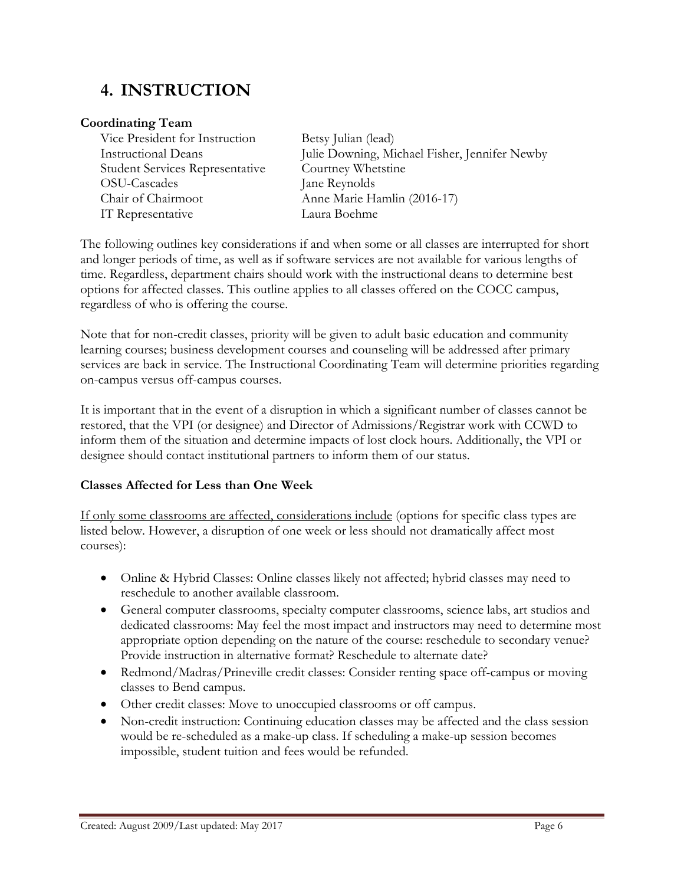## 4. INSTRUCTION

**Coordinating Team**

| | |
|---|---|
| Vice President for Instruction | Betsy Julian (lead) |
| Instructional Deans | Julie Downing, Michael Fisher, Jennifer Newby |
| Student Services Representative | Courtney Whetstine |
| OSU-Cascades | Jane Reynolds |
| Chair of Chairmoot | Anne Marie Hamlin (2016-17) |
| IT Representative | Laura Boehme |

The following outlines key considerations if and when some or all classes are interrupted for short and longer periods of time, as well as if software services are not available for various lengths of time. Regardless, department chairs should work with the instructional deans to determine best options for affected classes. This outline applies to all classes offered on the COCC campus, regardless of who is offering the course.

Note that for non-credit classes, priority will be given to adult basic education and community learning courses; business development courses and counseling will be addressed after primary services are back in service. The Instructional Coordinating Team will determine priorities regarding on-campus versus off-campus courses.

It is important that in the event of a disruption in which a significant number of classes cannot be restored, that the VPI (or designee) and Director of Admissions/Registrar work with CCWD to inform them of the situation and determine impacts of lost clock hours. Additionally, the VPI or designee should contact institutional partners to inform them of our status.

**Classes Affected for Less than One Week**

<u>If only some classrooms are affected, considerations include</u> (options for specific class types are listed below. However, a disruption of one week or less should not dramatically affect most courses):

- Online & Hybrid Classes: Online classes likely not affected; hybrid classes may need to reschedule to another available classroom.
- General computer classrooms, specialty computer classrooms, science labs, art studios and dedicated classrooms: May feel the most impact and instructors may need to determine most appropriate option depending on the nature of the course: reschedule to secondary venue? Provide instruction in alternative format? Reschedule to alternate date?
- Redmond/Madras/Prineville credit classes: Consider renting space off-campus or moving classes to Bend campus.
- Other credit classes: Move to unoccupied classrooms or off campus.
- Non-credit instruction: Continuing education classes may be affected and the class session would be re-scheduled as a make-up class. If scheduling a make-up session becomes impossible, student tuition and fees would be refunded.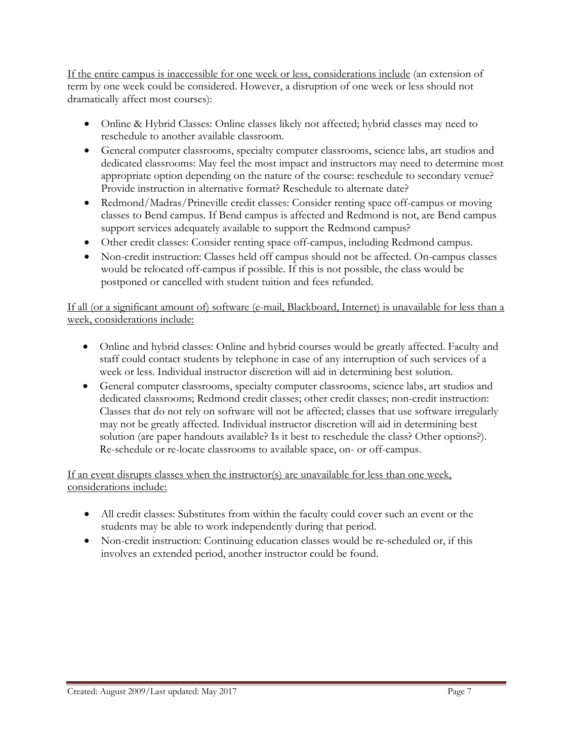<u>If the entire campus is inaccessible for one week or less, considerations include</u> (an extension of term by one week could be considered. However, a disruption of one week or less should not dramatically affect most courses):

- Online & Hybrid Classes: Online classes likely not affected; hybrid classes may need to reschedule to another available classroom.
- General computer classrooms, specialty computer classrooms, science labs, art studios and dedicated classrooms: May feel the most impact and instructors may need to determine most appropriate option depending on the nature of the course: reschedule to secondary venue? Provide instruction in alternative format? Reschedule to alternate date?
- Redmond/Madras/Prineville credit classes: Consider renting space off-campus or moving classes to Bend campus. If Bend campus is affected and Redmond is not, are Bend campus support services adequately available to support the Redmond campus?
- Other credit classes: Consider renting space off-campus, including Redmond campus.
- Non-credit instruction: Classes held off campus should not be affected. On-campus classes would be relocated off-campus if possible. If this is not possible, the class would be postponed or cancelled with student tuition and fees refunded.

<u>If all (or a significant amount of) software (e-mail, Blackboard, Internet) is unavailable for less than a week, considerations include:</u>

- Online and hybrid classes: Online and hybrid courses would be greatly affected. Faculty and staff could contact students by telephone in case of any interruption of such services of a week or less. Individual instructor discretion will aid in determining best solution.
- General computer classrooms, specialty computer classrooms, science labs, art studios and dedicated classrooms; Redmond credit classes; other credit classes; non-credit instruction: Classes that do not rely on software will not be affected; classes that use software irregularly may not be greatly affected. Individual instructor discretion will aid in determining best solution (are paper handouts available? Is it best to reschedule the class? Other options?). Re-schedule or re-locate classrooms to available space, on- or off-campus.

<u>If an event disrupts classes when the instructor(s) are unavailable for less than one week, considerations include:</u>

- All credit classes: Substitutes from within the faculty could cover such an event or the students may be able to work independently during that period.
- Non-credit instruction: Continuing education classes would be re-scheduled or, if this involves an extended period, another instructor could be found.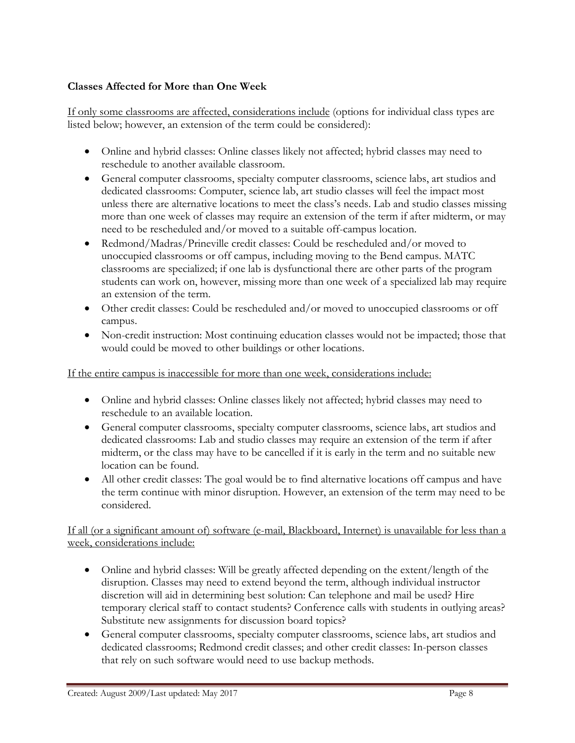**Classes Affected for More than One Week**

<u>If only some classrooms are affected, considerations include</u> (options for individual class types are listed below; however, an extension of the term could be considered):

- Online and hybrid classes: Online classes likely not affected; hybrid classes may need to reschedule to another available classroom.
- General computer classrooms, specialty computer classrooms, science labs, art studios and dedicated classrooms: Computer, science lab, art studio classes will feel the impact most unless there are alternative locations to meet the class's needs. Lab and studio classes missing more than one week of classes may require an extension of the term if after midterm, or may need to be rescheduled and/or moved to a suitable off-campus location.
- Redmond/Madras/Prineville credit classes: Could be rescheduled and/or moved to unoccupied classrooms or off campus, including moving to the Bend campus. MATC classrooms are specialized; if one lab is dysfunctional there are other parts of the program students can work on, however, missing more than one week of a specialized lab may require an extension of the term.
- Other credit classes: Could be rescheduled and/or moved to unoccupied classrooms or off campus.
- Non-credit instruction: Most continuing education classes would not be impacted; those that would could be moved to other buildings or other locations.

<u>If the entire campus is inaccessible for more than one week, considerations include:</u>

- Online and hybrid classes: Online classes likely not affected; hybrid classes may need to reschedule to an available location.
- General computer classrooms, specialty computer classrooms, science labs, art studios and dedicated classrooms: Lab and studio classes may require an extension of the term if after midterm, or the class may have to be cancelled if it is early in the term and no suitable new location can be found.
- All other credit classes: The goal would be to find alternative locations off campus and have the term continue with minor disruption. However, an extension of the term may need to be considered.

<u>If all (or a significant amount of) software (e-mail, Blackboard, Internet) is unavailable for less than a week, considerations include:</u>

- Online and hybrid classes: Will be greatly affected depending on the extent/length of the disruption. Classes may need to extend beyond the term, although individual instructor discretion will aid in determining best solution: Can telephone and mail be used? Hire temporary clerical staff to contact students? Conference calls with students in outlying areas? Substitute new assignments for discussion board topics?
- General computer classrooms, specialty computer classrooms, science labs, art studios and dedicated classrooms; Redmond credit classes; and other credit classes: In-person classes that rely on such software would need to use backup methods.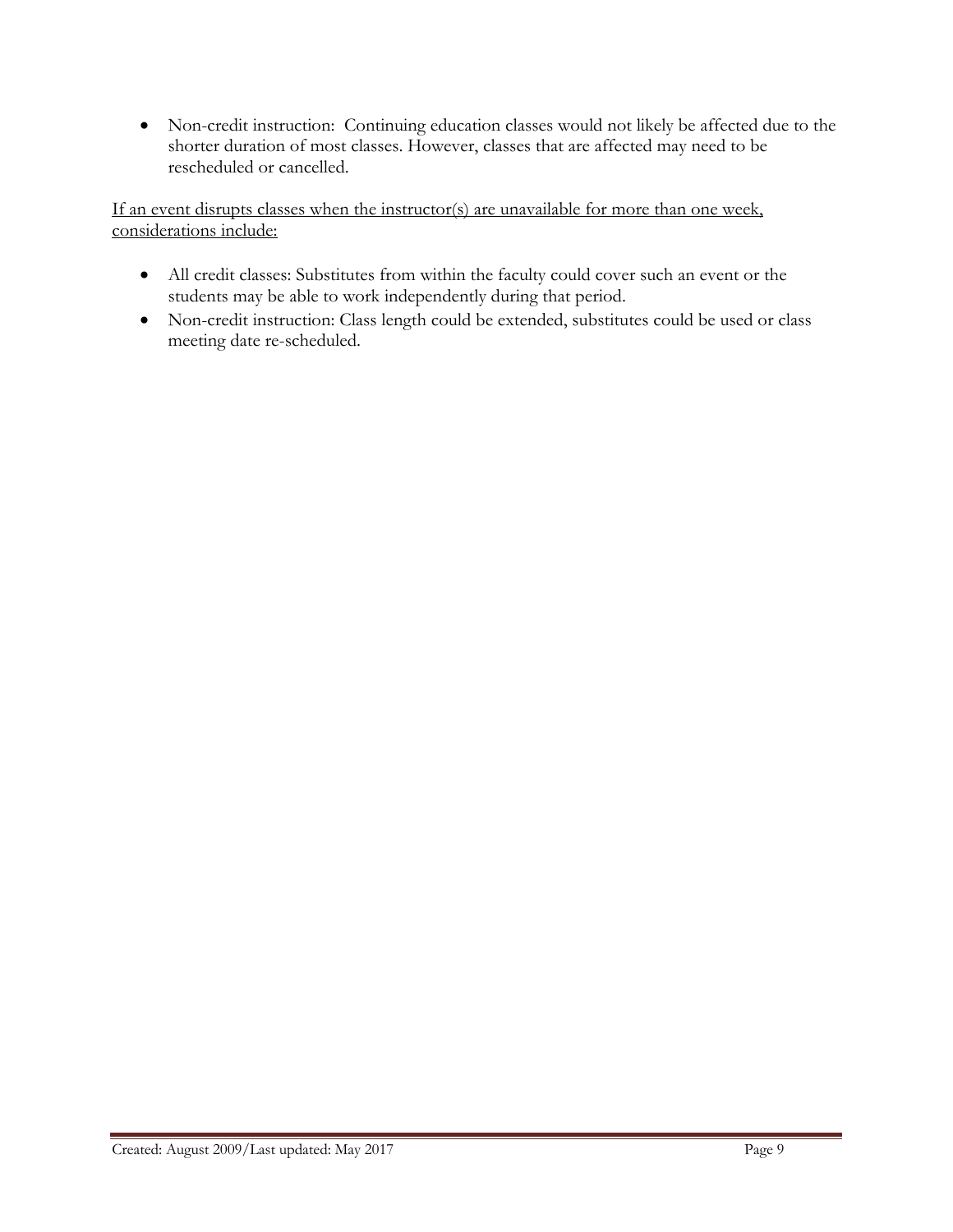- Non-credit instruction: Continuing education classes would not likely be affected due to the shorter duration of most classes. However, classes that are affected may need to be rescheduled or cancelled.

<u>If an event disrupts classes when the instructor(s) are unavailable for more than one week, considerations include:</u>

- All credit classes: Substitutes from within the faculty could cover such an event or the students may be able to work independently during that period.
- Non-credit instruction: Class length could be extended, substitutes could be used or class meeting date re-scheduled.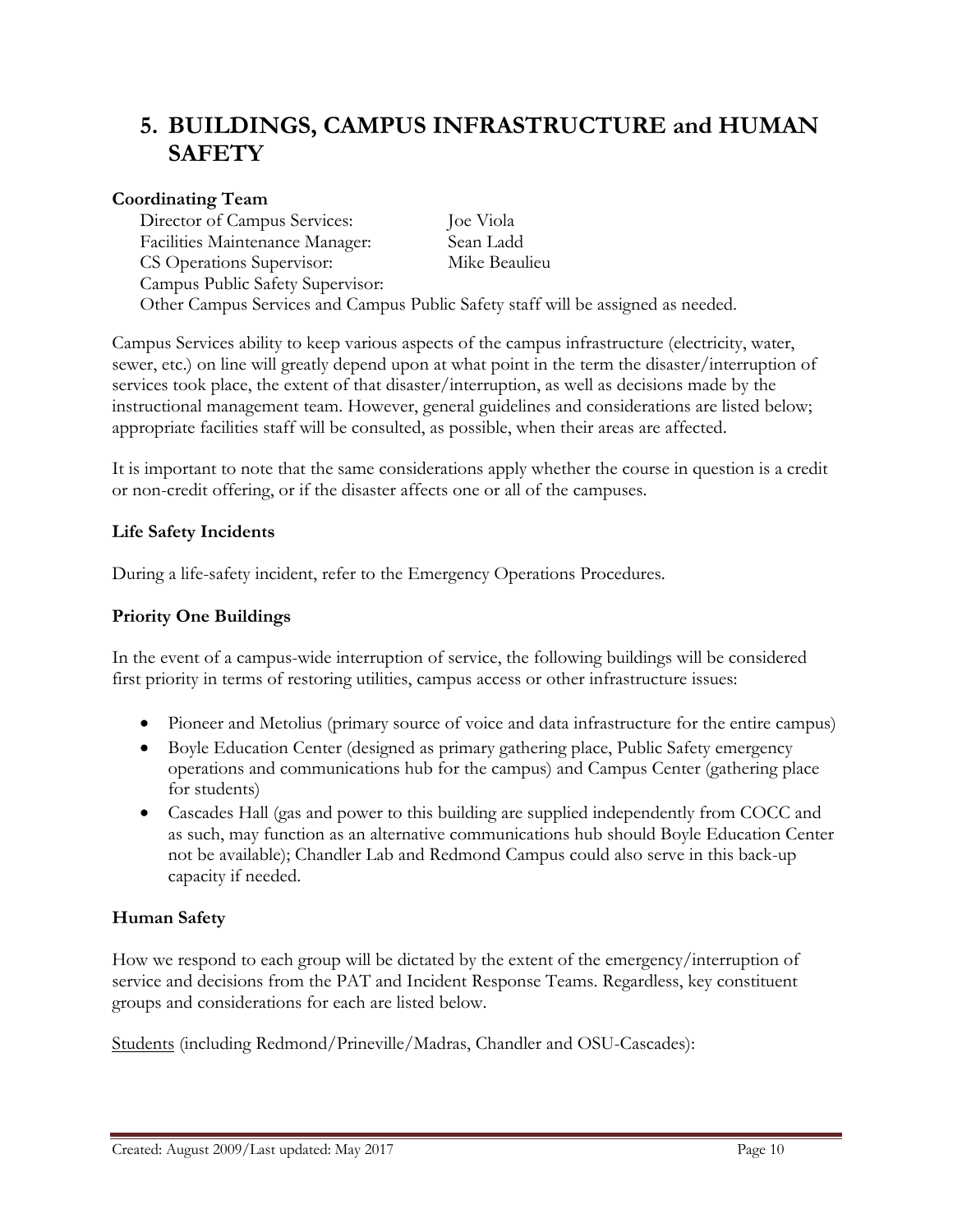# 5. BUILDINGS, CAMPUS INFRASTRUCTURE and HUMAN SAFETY

**Coordinating Team**

| | |
|---|---|
| Director of Campus Services: | Joe Viola |
| Facilities Maintenance Manager: | Sean Ladd |
| CS Operations Supervisor: | Mike Beaulieu |
| Campus Public Safety Supervisor: | |

Other Campus Services and Campus Public Safety staff will be assigned as needed.

Campus Services ability to keep various aspects of the campus infrastructure (electricity, water, sewer, etc.) on line will greatly depend upon at what point in the term the disaster/interruption of services took place, the extent of that disaster/interruption, as well as decisions made by the instructional management team. However, general guidelines and considerations are listed below; appropriate facilities staff will be consulted, as possible, when their areas are affected.

It is important to note that the same considerations apply whether the course in question is a credit or non-credit offering, or if the disaster affects one or all of the campuses.

**Life Safety Incidents**

During a life-safety incident, refer to the Emergency Operations Procedures.

**Priority One Buildings**

In the event of a campus-wide interruption of service, the following buildings will be considered first priority in terms of restoring utilities, campus access or other infrastructure issues:

- Pioneer and Metolius (primary source of voice and data infrastructure for the entire campus)
- Boyle Education Center (designed as primary gathering place, Public Safety emergency operations and communications hub for the campus) and Campus Center (gathering place for students)
- Cascades Hall (gas and power to this building are supplied independently from COCC and as such, may function as an alternative communications hub should Boyle Education Center not be available); Chandler Lab and Redmond Campus could also serve in this back-up capacity if needed.

**Human Safety**

How we respond to each group will be dictated by the extent of the emergency/interruption of service and decisions from the PAT and Incident Response Teams. Regardless, key constituent groups and considerations for each are listed below.

<u>Students</u> (including Redmond/Prineville/Madras, Chandler and OSU-Cascades):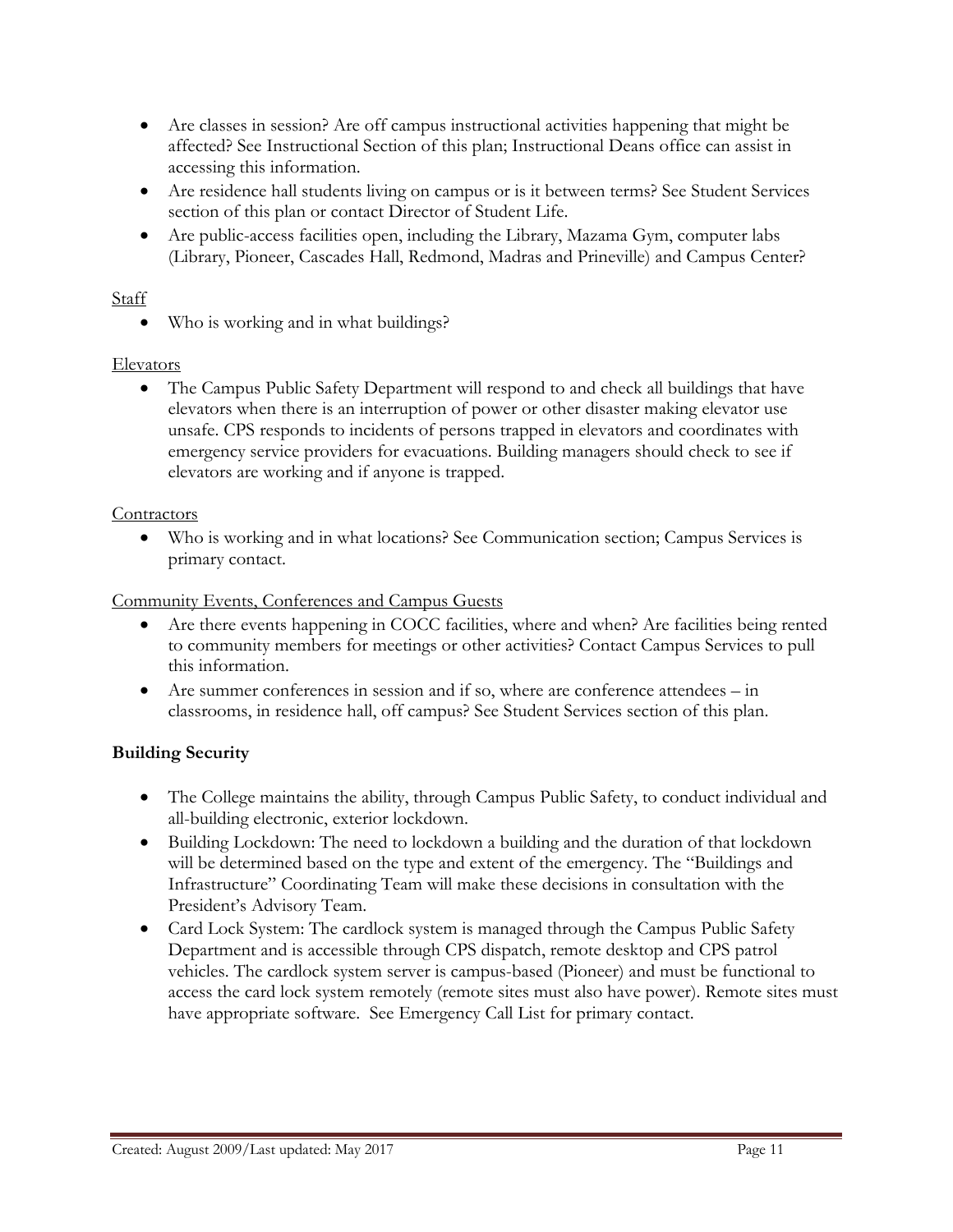- Are classes in session? Are off campus instructional activities happening that might be affected? See Instructional Section of this plan; Instructional Deans office can assist in accessing this information.
- Are residence hall students living on campus or is it between terms? See Student Services section of this plan or contact Director of Student Life.
- Are public-access facilities open, including the Library, Mazama Gym, computer labs (Library, Pioneer, Cascades Hall, Redmond, Madras and Prineville) and Campus Center?

Staff

- Who is working and in what buildings?

Elevators

- The Campus Public Safety Department will respond to and check all buildings that have elevators when there is an interruption of power or other disaster making elevator use unsafe. CPS responds to incidents of persons trapped in elevators and coordinates with emergency service providers for evacuations. Building managers should check to see if elevators are working and if anyone is trapped.

Contractors

- Who is working and in what locations? See Communication section; Campus Services is primary contact.

Community Events, Conferences and Campus Guests

- Are there events happening in COCC facilities, where and when? Are facilities being rented to community members for meetings or other activities? Contact Campus Services to pull this information.
- Are summer conferences in session and if so, where are conference attendees – in classrooms, in residence hall, off campus? See Student Services section of this plan.

**Building Security**

- The College maintains the ability, through Campus Public Safety, to conduct individual and all-building electronic, exterior lockdown.
- Building Lockdown: The need to lockdown a building and the duration of that lockdown will be determined based on the type and extent of the emergency. The "Buildings and Infrastructure" Coordinating Team will make these decisions in consultation with the President's Advisory Team.
- Card Lock System: The cardlock system is managed through the Campus Public Safety Department and is accessible through CPS dispatch, remote desktop and CPS patrol vehicles. The cardlock system server is campus-based (Pioneer) and must be functional to access the card lock system remotely (remote sites must also have power). Remote sites must have appropriate software. See Emergency Call List for primary contact.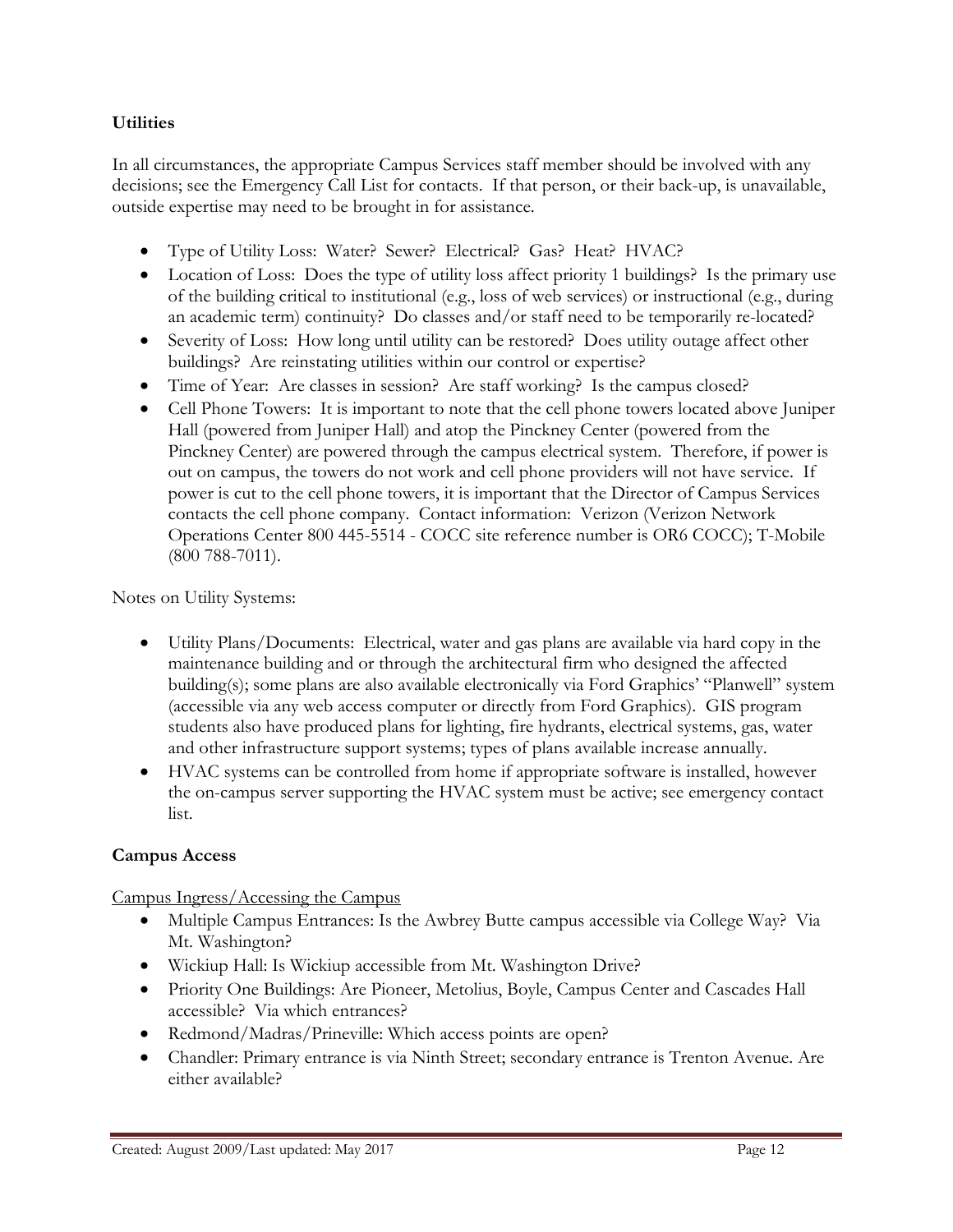**Utilities**

In all circumstances, the appropriate Campus Services staff member should be involved with any decisions; see the Emergency Call List for contacts. If that person, or their back-up, is unavailable, outside expertise may need to be brought in for assistance.

- Type of Utility Loss: Water? Sewer? Electrical? Gas? Heat? HVAC?
- Location of Loss: Does the type of utility loss affect priority 1 buildings? Is the primary use of the building critical to institutional (e.g., loss of web services) or instructional (e.g., during an academic term) continuity? Do classes and/or staff need to be temporarily re-located?
- Severity of Loss: How long until utility can be restored? Does utility outage affect other buildings? Are reinstating utilities within our control or expertise?
- Time of Year: Are classes in session? Are staff working? Is the campus closed?
- Cell Phone Towers: It is important to note that the cell phone towers located above Juniper Hall (powered from Juniper Hall) and atop the Pinckney Center (powered from the Pinckney Center) are powered through the campus electrical system. Therefore, if power is out on campus, the towers do not work and cell phone providers will not have service. If power is cut to the cell phone towers, it is important that the Director of Campus Services contacts the cell phone company. Contact information: Verizon (Verizon Network Operations Center 800 445-5514 - COCC site reference number is OR6 COCC); T-Mobile (800 788-7011).

Notes on Utility Systems:

- Utility Plans/Documents: Electrical, water and gas plans are available via hard copy in the maintenance building and or through the architectural firm who designed the affected building(s); some plans are also available electronically via Ford Graphics' "Planwell" system (accessible via any web access computer or directly from Ford Graphics). GIS program students also have produced plans for lighting, fire hydrants, electrical systems, gas, water and other infrastructure support systems; types of plans available increase annually.
- HVAC systems can be controlled from home if appropriate software is installed, however the on-campus server supporting the HVAC system must be active; see emergency contact list.

**Campus Access**

Campus Ingress/Accessing the Campus

- Multiple Campus Entrances: Is the Awbrey Butte campus accessible via College Way? Via Mt. Washington?
- Wickiup Hall: Is Wickiup accessible from Mt. Washington Drive?
- Priority One Buildings: Are Pioneer, Metolius, Boyle, Campus Center and Cascades Hall accessible? Via which entrances?
- Redmond/Madras/Prineville: Which access points are open?
- Chandler: Primary entrance is via Ninth Street; secondary entrance is Trenton Avenue. Are either available?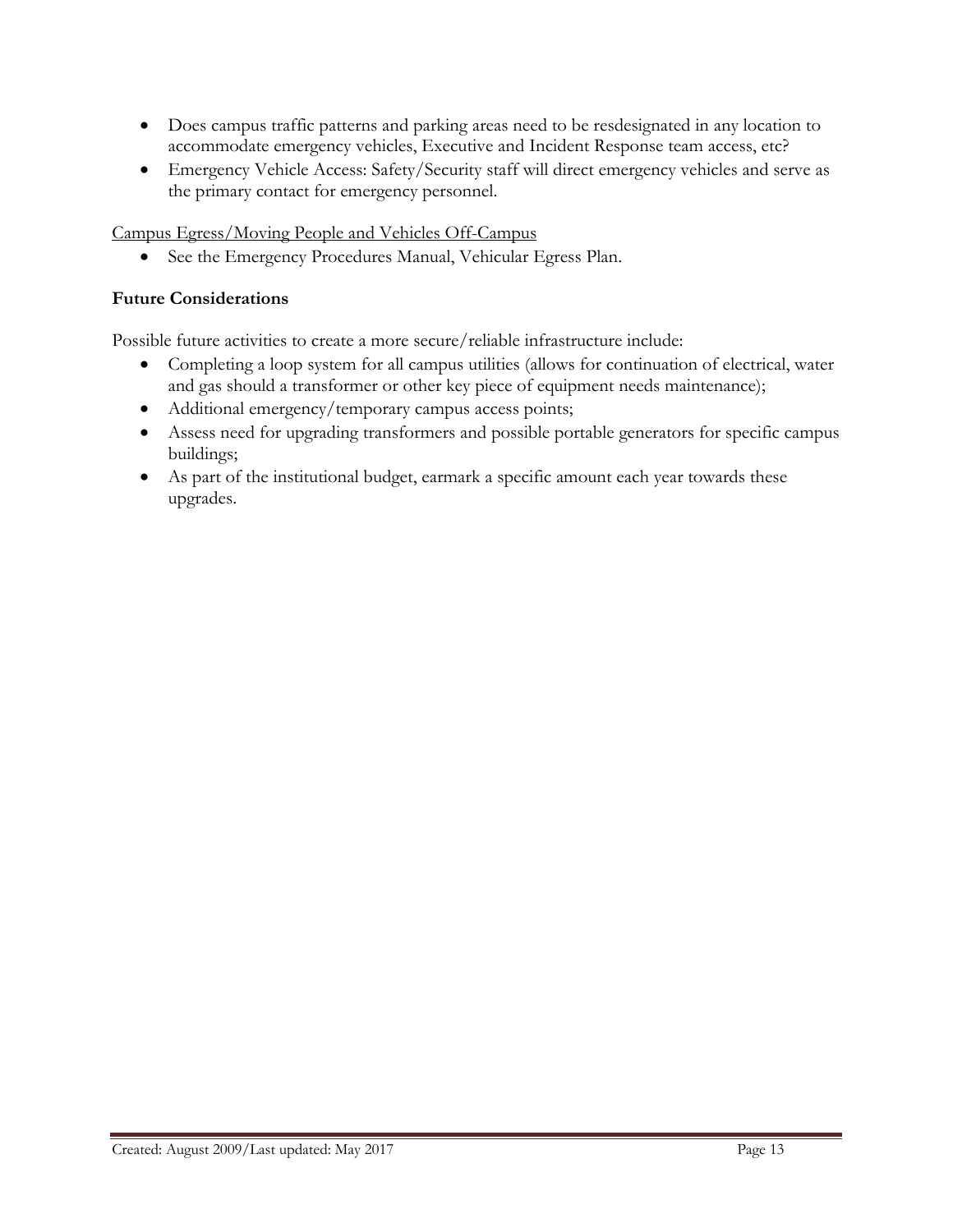- Does campus traffic patterns and parking areas need to be resdesignated in any location to accommodate emergency vehicles, Executive and Incident Response team access, etc?
- Emergency Vehicle Access: Safety/Security staff will direct emergency vehicles and serve as the primary contact for emergency personnel.

<u>Campus Egress/Moving People and Vehicles Off-Campus</u>

- See the Emergency Procedures Manual, Vehicular Egress Plan.

**Future Considerations**

Possible future activities to create a more secure/reliable infrastructure include:

- Completing a loop system for all campus utilities (allows for continuation of electrical, water and gas should a transformer or other key piece of equipment needs maintenance);
- Additional emergency/temporary campus access points;
- Assess need for upgrading transformers and possible portable generators for specific campus buildings;
- As part of the institutional budget, earmark a specific amount each year towards these upgrades.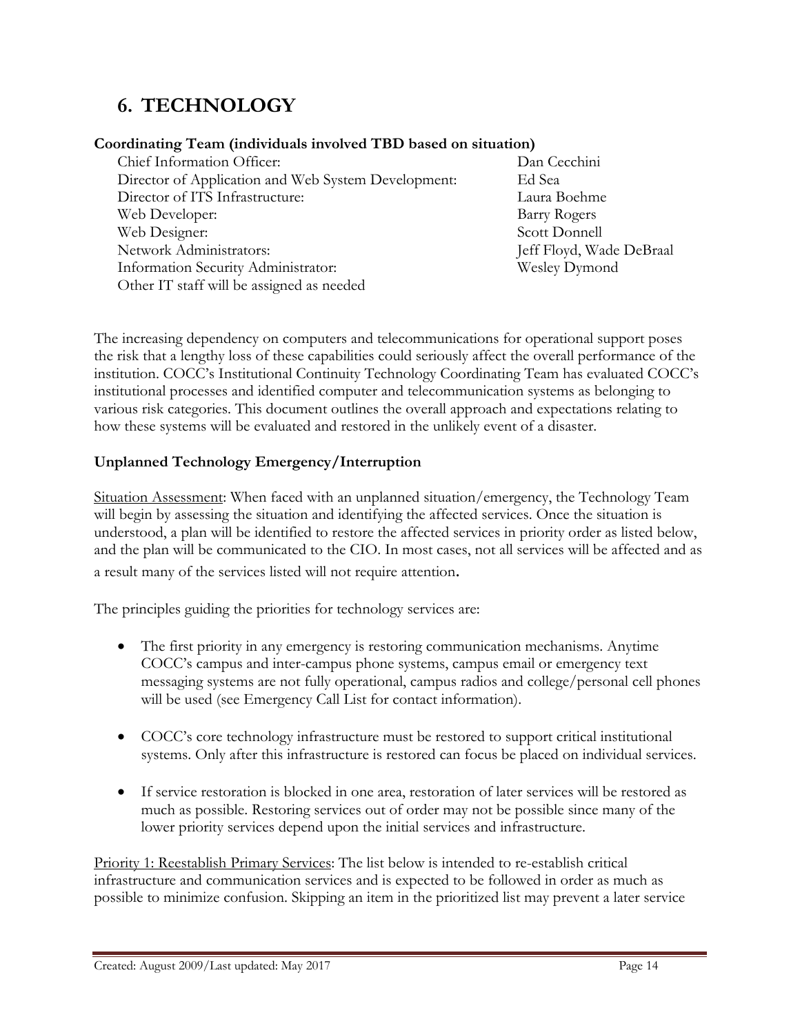# 6. TECHNOLOGY

**Coordinating Team (individuals involved TBD based on situation)**

| Role | Name |
|---|---|
| Chief Information Officer: | Dan Cecchini |
| Director of Application and Web System Development: | Ed Sea |
| Director of ITS Infrastructure: | Laura Boehme |
| Web Developer: | Barry Rogers |
| Web Designer: | Scott Donnell |
| Network Administrators: | Jeff Floyd, Wade DeBraal |
| Information Security Administrator: | Wesley Dymond |
| Other IT staff will be assigned as needed | |

The increasing dependency on computers and telecommunications for operational support poses the risk that a lengthy loss of these capabilities could seriously affect the overall performance of the institution. COCC's Institutional Continuity Technology Coordinating Team has evaluated COCC's institutional processes and identified computer and telecommunication systems as belonging to various risk categories. This document outlines the overall approach and expectations relating to how these systems will be evaluated and restored in the unlikely event of a disaster.

**Unplanned Technology Emergency/Interruption**

Situation Assessment: When faced with an unplanned situation/emergency, the Technology Team will begin by assessing the situation and identifying the affected services. Once the situation is understood, a plan will be identified to restore the affected services in priority order as listed below, and the plan will be communicated to the CIO. In most cases, not all services will be affected and as a result many of the services listed will not require attention**.**

The principles guiding the priorities for technology services are:

- The first priority in any emergency is restoring communication mechanisms. Anytime COCC's campus and inter-campus phone systems, campus email or emergency text messaging systems are not fully operational, campus radios and college/personal cell phones will be used (see Emergency Call List for contact information).
- COCC's core technology infrastructure must be restored to support critical institutional systems. Only after this infrastructure is restored can focus be placed on individual services.
- If service restoration is blocked in one area, restoration of later services will be restored as much as possible. Restoring services out of order may not be possible since many of the lower priority services depend upon the initial services and infrastructure.

Priority 1: Reestablish Primary Services: The list below is intended to re-establish critical infrastructure and communication services and is expected to be followed in order as much as possible to minimize confusion. Skipping an item in the prioritized list may prevent a later service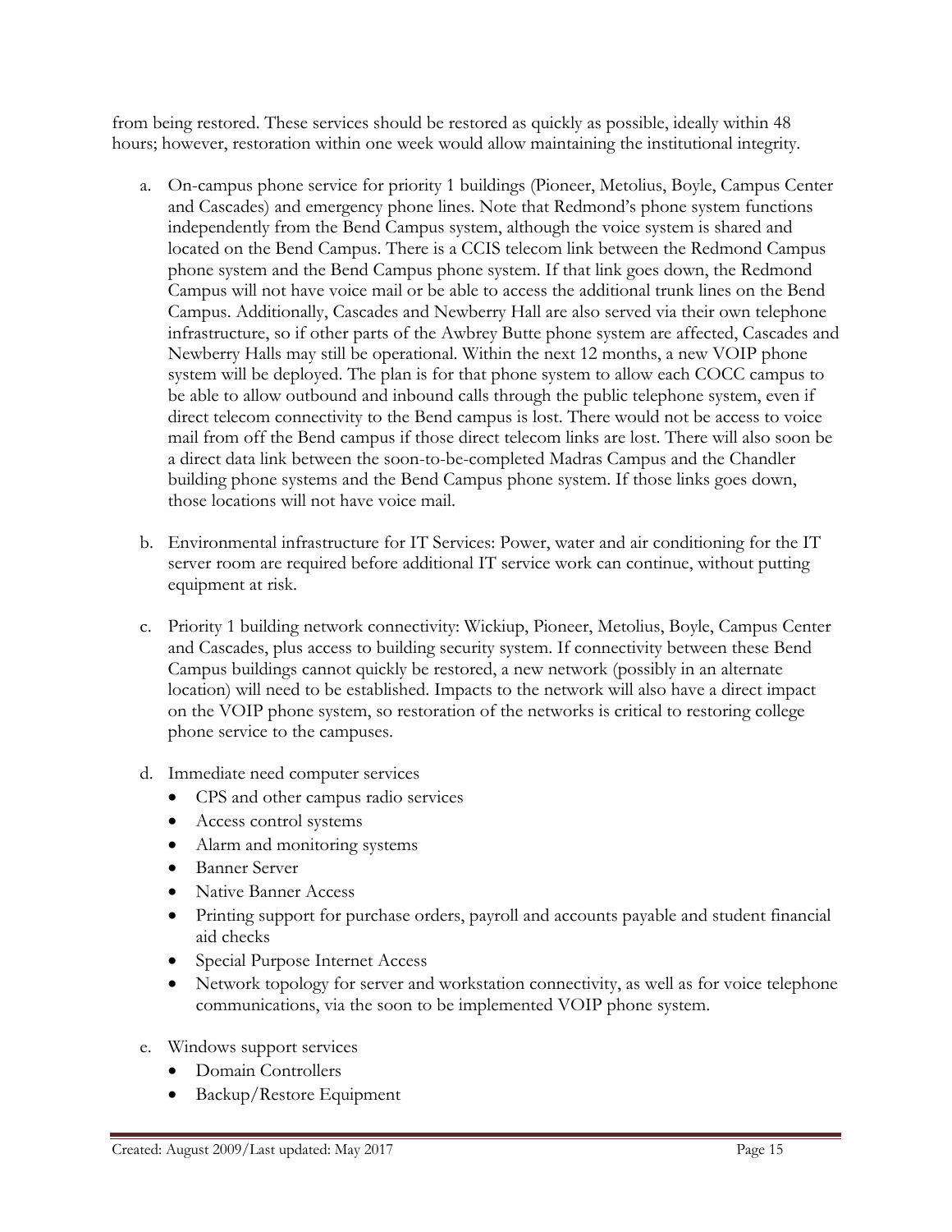from being restored. These services should be restored as quickly as possible, ideally within 48 hours; however, restoration within one week would allow maintaining the institutional integrity.

a. On-campus phone service for priority 1 buildings (Pioneer, Metolius, Boyle, Campus Center and Cascades) and emergency phone lines. Note that Redmond's phone system functions independently from the Bend Campus system, although the voice system is shared and located on the Bend Campus. There is a CCIS telecom link between the Redmond Campus phone system and the Bend Campus phone system. If that link goes down, the Redmond Campus will not have voice mail or be able to access the additional trunk lines on the Bend Campus. Additionally, Cascades and Newberry Hall are also served via their own telephone infrastructure, so if other parts of the Awbrey Butte phone system are affected, Cascades and Newberry Halls may still be operational. Within the next 12 months, a new VOIP phone system will be deployed. The plan is for that phone system to allow each COCC campus to be able to allow outbound and inbound calls through the public telephone system, even if direct telecom connectivity to the Bend campus is lost. There would not be access to voice mail from off the Bend campus if those direct telecom links are lost. There will also soon be a direct data link between the soon-to-be-completed Madras Campus and the Chandler building phone systems and the Bend Campus phone system. If those links goes down, those locations will not have voice mail.

b. Environmental infrastructure for IT Services: Power, water and air conditioning for the IT server room are required before additional IT service work can continue, without putting equipment at risk.

c. Priority 1 building network connectivity: Wickiup, Pioneer, Metolius, Boyle, Campus Center and Cascades, plus access to building security system. If connectivity between these Bend Campus buildings cannot quickly be restored, a new network (possibly in an alternate location) will need to be established. Impacts to the network will also have a direct impact on the VOIP phone system, so restoration of the networks is critical to restoring college phone service to the campuses.

d. Immediate need computer services
   - CPS and other campus radio services
   - Access control systems
   - Alarm and monitoring systems
   - Banner Server
   - Native Banner Access
   - Printing support for purchase orders, payroll and accounts payable and student financial aid checks
   - Special Purpose Internet Access
   - Network topology for server and workstation connectivity, as well as for voice telephone communications, via the soon to be implemented VOIP phone system.

e. Windows support services
   - Domain Controllers
   - Backup/Restore Equipment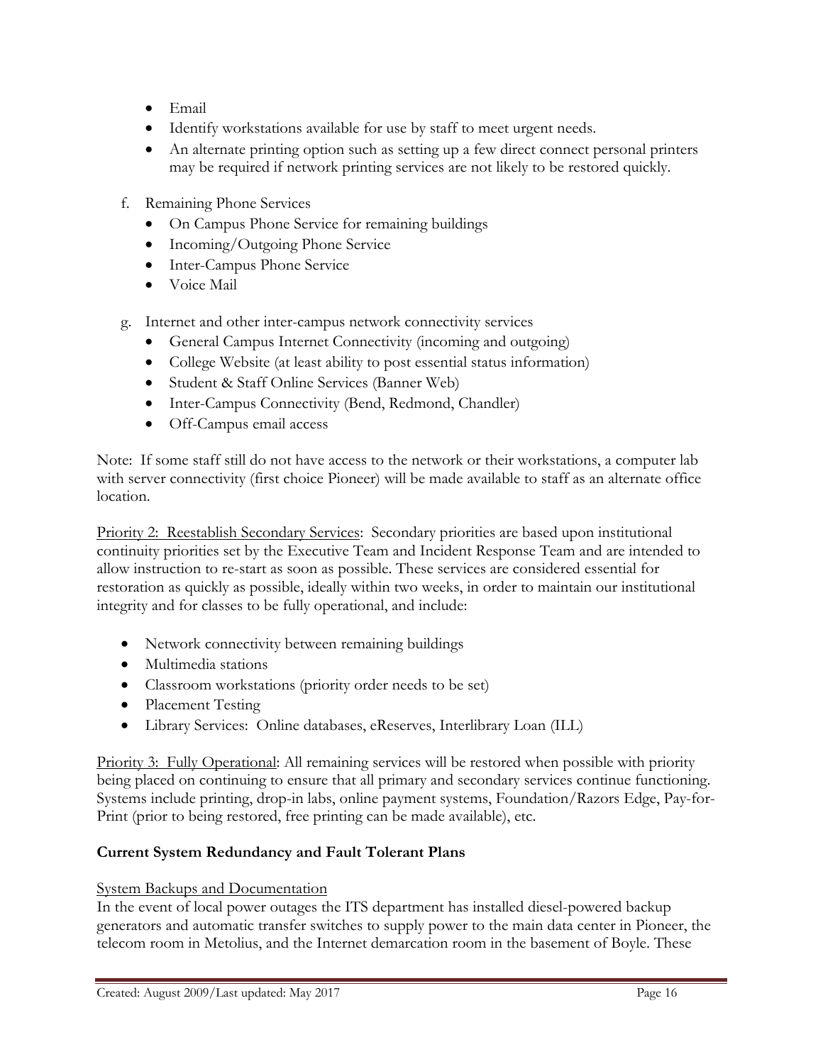- Email
- Identify workstations available for use by staff to meet urgent needs.
- An alternate printing option such as setting up a few direct connect personal printers may be required if network printing services are not likely to be restored quickly.

f. Remaining Phone Services
   - On Campus Phone Service for remaining buildings
   - Incoming/Outgoing Phone Service
   - Inter-Campus Phone Service
   - Voice Mail

g. Internet and other inter-campus network connectivity services
   - General Campus Internet Connectivity (incoming and outgoing)
   - College Website (at least ability to post essential status information)
   - Student & Staff Online Services (Banner Web)
   - Inter-Campus Connectivity (Bend, Redmond, Chandler)
   - Off-Campus email access

Note: If some staff still do not have access to the network or their workstations, a computer lab with server connectivity (first choice Pioneer) will be made available to staff as an alternate office location.

<u>Priority 2: Reestablish Secondary Services</u>: Secondary priorities are based upon institutional continuity priorities set by the Executive Team and Incident Response Team and are intended to allow instruction to re-start as soon as possible. These services are considered essential for restoration as quickly as possible, ideally within two weeks, in order to maintain our institutional integrity and for classes to be fully operational, and include:

- Network connectivity between remaining buildings
- Multimedia stations
- Classroom workstations (priority order needs to be set)
- Placement Testing
- Library Services: Online databases, eReserves, Interlibrary Loan (ILL)

<u>Priority 3: Fully Operational</u>: All remaining services will be restored when possible with priority being placed on continuing to ensure that all primary and secondary services continue functioning. Systems include printing, drop-in labs, online payment systems, Foundation/Razors Edge, Pay-for-Print (prior to being restored, free printing can be made available), etc.

**Current System Redundancy and Fault Tolerant Plans**

<u>System Backups and Documentation</u>

In the event of local power outages the ITS department has installed diesel-powered backup generators and automatic transfer switches to supply power to the main data center in Pioneer, the telecom room in Metolius, and the Internet demarcation room in the basement of Boyle. These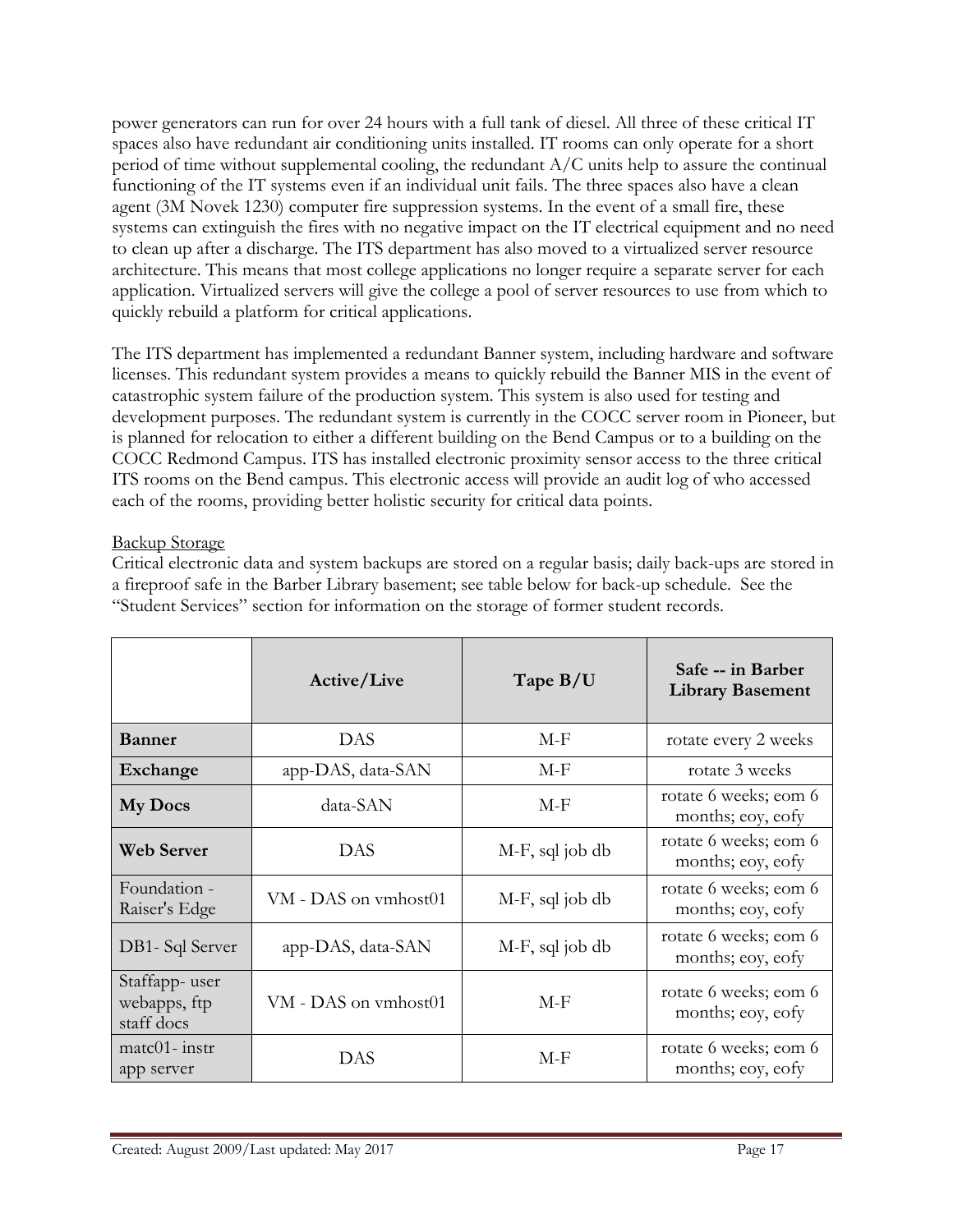power generators can run for over 24 hours with a full tank of diesel. All three of these critical IT spaces also have redundant air conditioning units installed. IT rooms can only operate for a short period of time without supplemental cooling, the redundant A/C units help to assure the continual functioning of the IT systems even if an individual unit fails. The three spaces also have a clean agent (3M Novek 1230) computer fire suppression systems. In the event of a small fire, these systems can extinguish the fires with no negative impact on the IT electrical equipment and no need to clean up after a discharge. The ITS department has also moved to a virtualized server resource architecture. This means that most college applications no longer require a separate server for each application. Virtualized servers will give the college a pool of server resources to use from which to quickly rebuild a platform for critical applications.

The ITS department has implemented a redundant Banner system, including hardware and software licenses. This redundant system provides a means to quickly rebuild the Banner MIS in the event of catastrophic system failure of the production system. This system is also used for testing and development purposes. The redundant system is currently in the COCC server room in Pioneer, but is planned for relocation to either a different building on the Bend Campus or to a building on the COCC Redmond Campus. ITS has installed electronic proximity sensor access to the three critical ITS rooms on the Bend campus. This electronic access will provide an audit log of who accessed each of the rooms, providing better holistic security for critical data points.

Backup Storage

Critical electronic data and system backups are stored on a regular basis; daily back-ups are stored in a fireproof safe in the Barber Library basement; see table below for back-up schedule. See the "Student Services" section for information on the storage of former student records.

| | Active/Live | Tape B/U | Safe -- in Barber Library Basement |
|---|---|---|---|
| **Banner** | DAS | M-F | rotate every 2 weeks |
| **Exchange** | app-DAS, data-SAN | M-F | rotate 3 weeks |
| **My Docs** | data-SAN | M-F | rotate 6 weeks; eom 6 months; eoy, eofy |
| **Web Server** | DAS | M-F, sql job db | rotate 6 weeks; eom 6 months; eoy, eofy |
| Foundation - Raiser's Edge | VM - DAS on vmhost01 | M-F, sql job db | rotate 6 weeks; eom 6 months; eoy, eofy |
| DB1- Sql Server | app-DAS, data-SAN | M-F, sql job db | rotate 6 weeks; eom 6 months; eoy, eofy |
| Staffapp- user webapps, ftp staff docs | VM - DAS on vmhost01 | M-F | rotate 6 weeks; eom 6 months; eoy, eofy |
| matc01- instr app server | DAS | M-F | rotate 6 weeks; eom 6 months; eoy, eofy |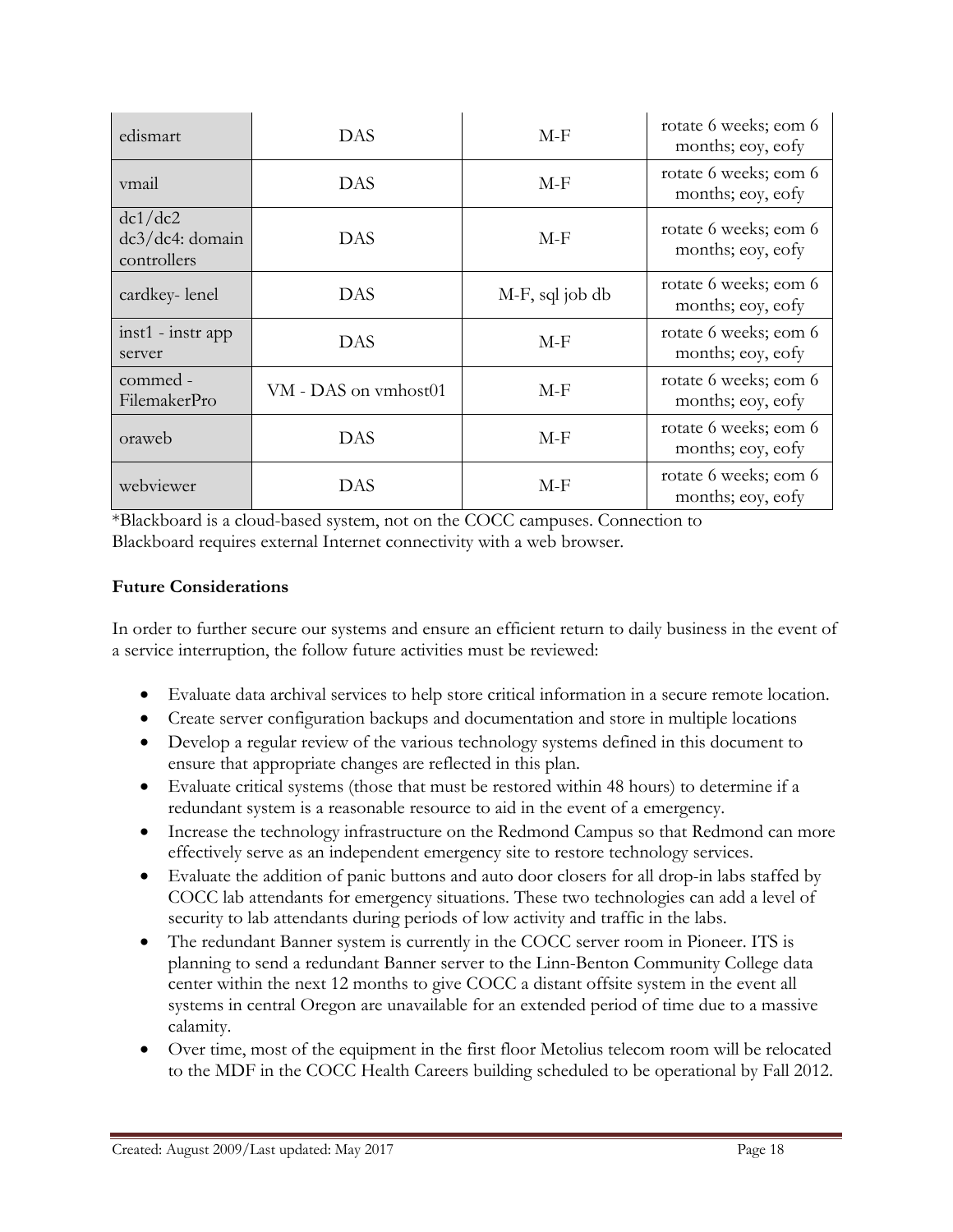| | | | |
|---|---|---|---|
| edismart | DAS | M-F | rotate 6 weeks; eom 6 months; eoy, eofy |
| vmail | DAS | M-F | rotate 6 weeks; eom 6 months; eoy, eofy |
| dc1/dc2 dc3/dc4: domain controllers | DAS | M-F | rotate 6 weeks; eom 6 months; eoy, eofy |
| cardkey- lenel | DAS | M-F, sql job db | rotate 6 weeks; eom 6 months; eoy, eofy |
| inst1 - instr app server | DAS | M-F | rotate 6 weeks; eom 6 months; eoy, eofy |
| commed - FilemakerPro | VM - DAS on vmhost01 | M-F | rotate 6 weeks; eom 6 months; eoy, eofy |
| oraweb | DAS | M-F | rotate 6 weeks; eom 6 months; eoy, eofy |
| webviewer | DAS | M-F | rotate 6 weeks; eom 6 months; eoy, eofy |

*Blackboard is a cloud-based system, not on the COCC campuses. Connection to Blackboard requires external Internet connectivity with a web browser.

**Future Considerations**

In order to further secure our systems and ensure an efficient return to daily business in the event of a service interruption, the follow future activities must be reviewed:

- Evaluate data archival services to help store critical information in a secure remote location.
- Create server configuration backups and documentation and store in multiple locations
- Develop a regular review of the various technology systems defined in this document to ensure that appropriate changes are reflected in this plan.
- Evaluate critical systems (those that must be restored within 48 hours) to determine if a redundant system is a reasonable resource to aid in the event of a emergency.
- Increase the technology infrastructure on the Redmond Campus so that Redmond can more effectively serve as an independent emergency site to restore technology services.
- Evaluate the addition of panic buttons and auto door closers for all drop-in labs staffed by COCC lab attendants for emergency situations. These two technologies can add a level of security to lab attendants during periods of low activity and traffic in the labs.
- The redundant Banner system is currently in the COCC server room in Pioneer. ITS is planning to send a redundant Banner server to the Linn-Benton Community College data center within the next 12 months to give COCC a distant offsite system in the event all systems in central Oregon are unavailable for an extended period of time due to a massive calamity.
- Over time, most of the equipment in the first floor Metolius telecom room will be relocated to the MDF in the COCC Health Careers building scheduled to be operational by Fall 2012.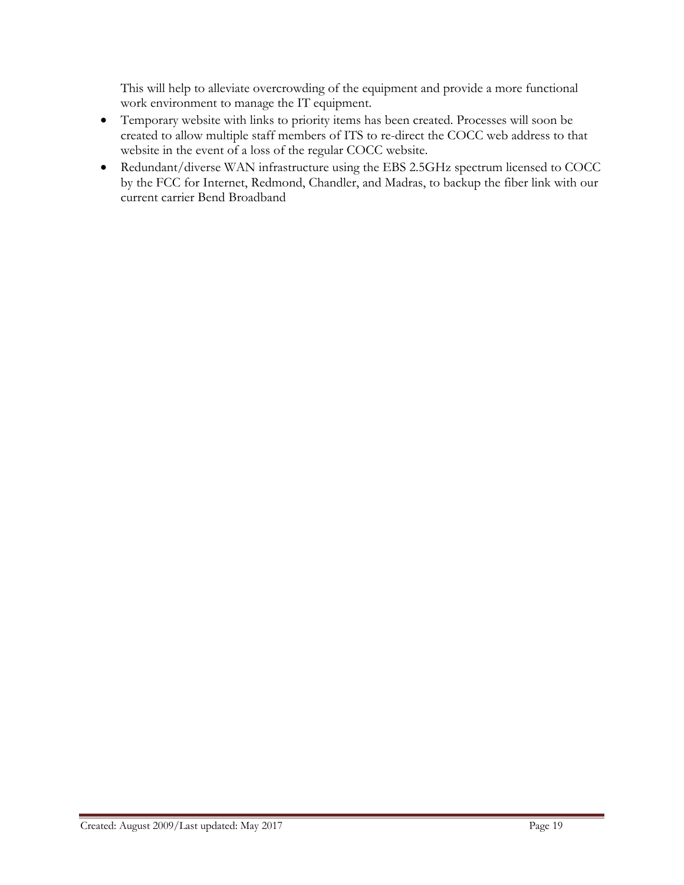This will help to alleviate overcrowding of the equipment and provide a more functional work environment to manage the IT equipment.

- Temporary website with links to priority items has been created. Processes will soon be created to allow multiple staff members of ITS to re-direct the COCC web address to that website in the event of a loss of the regular COCC website.
- Redundant/diverse WAN infrastructure using the EBS 2.5GHz spectrum licensed to COCC by the FCC for Internet, Redmond, Chandler, and Madras, to backup the fiber link with our current carrier Bend Broadband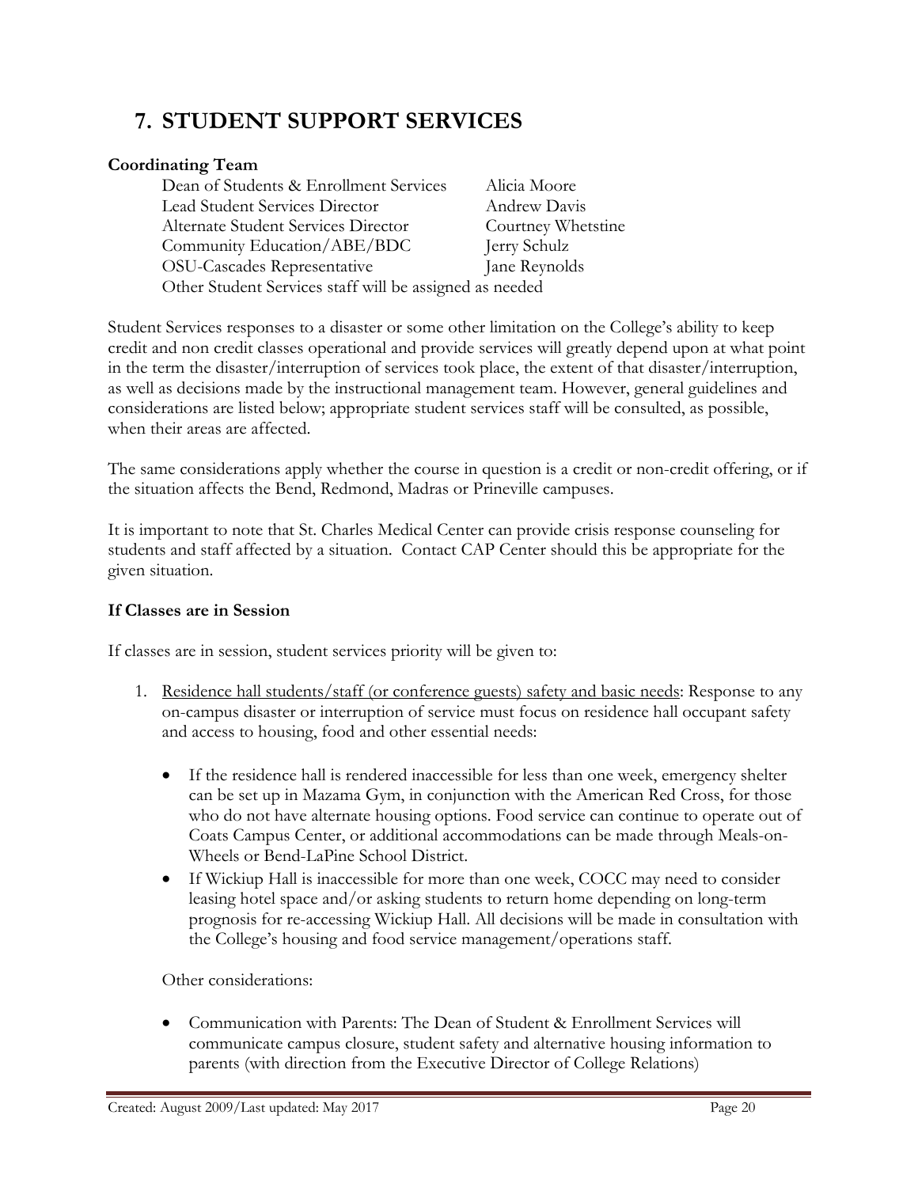# 7. STUDENT SUPPORT SERVICES

**Coordinating Team**

| Role | Name |
|---|---|
| Dean of Students & Enrollment Services | Alicia Moore |
| Lead Student Services Director | Andrew Davis |
| Alternate Student Services Director | Courtney Whetstine |
| Community Education/ABE/BDC | Jerry Schulz |
| OSU-Cascades Representative | Jane Reynolds |

Other Student Services staff will be assigned as needed

Student Services responses to a disaster or some other limitation on the College's ability to keep credit and non credit classes operational and provide services will greatly depend upon at what point in the term the disaster/interruption of services took place, the extent of that disaster/interruption, as well as decisions made by the instructional management team. However, general guidelines and considerations are listed below; appropriate student services staff will be consulted, as possible, when their areas are affected.

The same considerations apply whether the course in question is a credit or non-credit offering, or if the situation affects the Bend, Redmond, Madras or Prineville campuses.

It is important to note that St. Charles Medical Center can provide crisis response counseling for students and staff affected by a situation. Contact CAP Center should this be appropriate for the given situation.

**If Classes are in Session**

If classes are in session, student services priority will be given to:

1. Residence hall students/staff (or conference guests) safety and basic needs: Response to any on-campus disaster or interruption of service must focus on residence hall occupant safety and access to housing, food and other essential needs:

   - If the residence hall is rendered inaccessible for less than one week, emergency shelter can be set up in Mazama Gym, in conjunction with the American Red Cross, for those who do not have alternate housing options. Food service can continue to operate out of Coats Campus Center, or additional accommodations can be made through Meals-on-Wheels or Bend-LaPine School District.
   - If Wickiup Hall is inaccessible for more than one week, COCC may need to consider leasing hotel space and/or asking students to return home depending on long-term prognosis for re-accessing Wickiup Hall. All decisions will be made in consultation with the College's housing and food service management/operations staff.

   Other considerations:

   - Communication with Parents: The Dean of Student & Enrollment Services will communicate campus closure, student safety and alternative housing information to parents (with direction from the Executive Director of College Relations)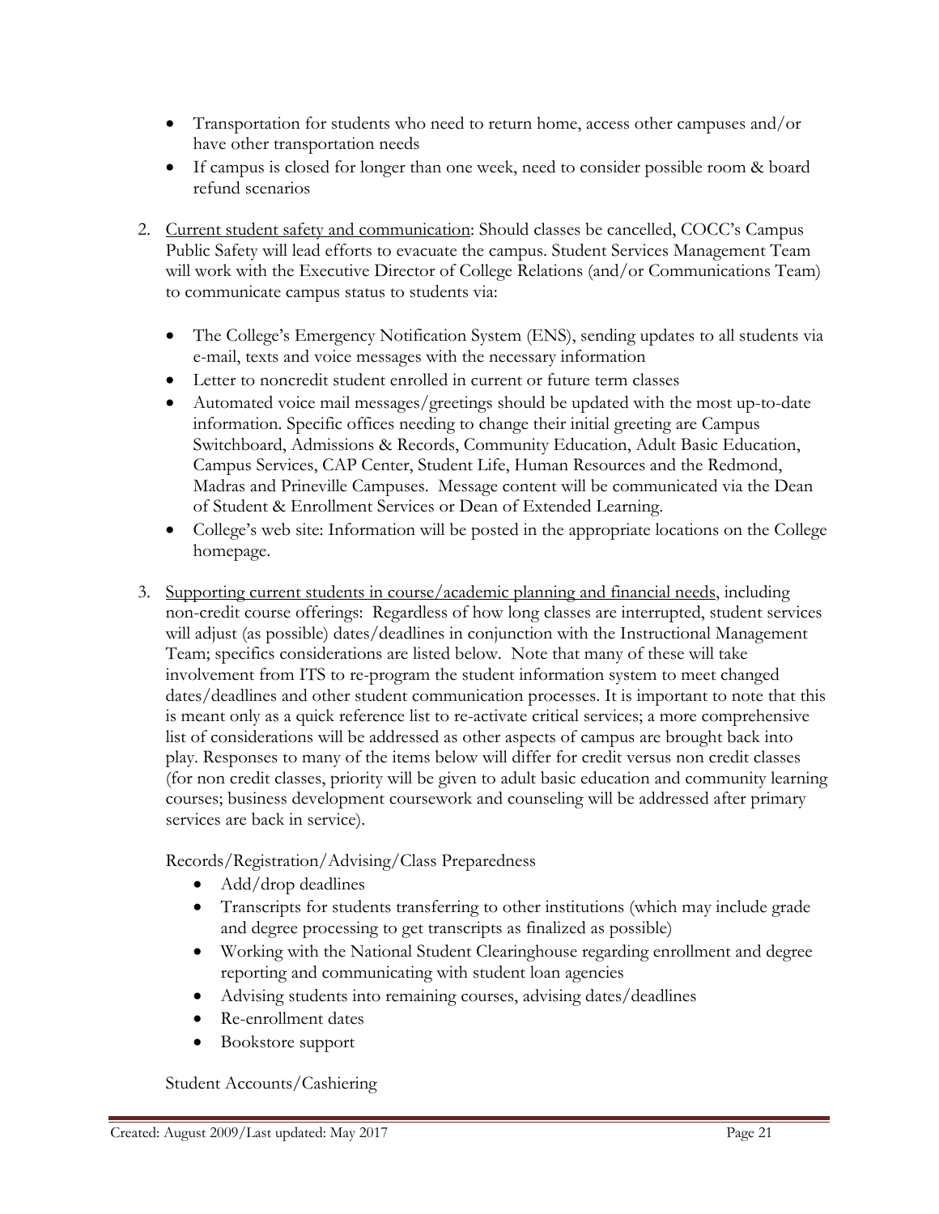- Transportation for students who need to return home, access other campuses and/or have other transportation needs
- If campus is closed for longer than one week, need to consider possible room & board refund scenarios

2. Current student safety and communication: Should classes be cancelled, COCC's Campus Public Safety will lead efforts to evacuate the campus. Student Services Management Team will work with the Executive Director of College Relations (and/or Communications Team) to communicate campus status to students via:

   - The College's Emergency Notification System (ENS), sending updates to all students via e-mail, texts and voice messages with the necessary information
   - Letter to noncredit student enrolled in current or future term classes
   - Automated voice mail messages/greetings should be updated with the most up-to-date information. Specific offices needing to change their initial greeting are Campus Switchboard, Admissions & Records, Community Education, Adult Basic Education, Campus Services, CAP Center, Student Life, Human Resources and the Redmond, Madras and Prineville Campuses. Message content will be communicated via the Dean of Student & Enrollment Services or Dean of Extended Learning.
   - College's web site: Information will be posted in the appropriate locations on the College homepage.

3. Supporting current students in course/academic planning and financial needs, including non-credit course offerings: Regardless of how long classes are interrupted, student services will adjust (as possible) dates/deadlines in conjunction with the Instructional Management Team; specifics considerations are listed below. Note that many of these will take involvement from ITS to re-program the student information system to meet changed dates/deadlines and other student communication processes. It is important to note that this is meant only as a quick reference list to re-activate critical services; a more comprehensive list of considerations will be addressed as other aspects of campus are brought back into play. Responses to many of the items below will differ for credit versus non credit classes (for non credit classes, priority will be given to adult basic education and community learning courses; business development coursework and counseling will be addressed after primary services are back in service).

   Records/Registration/Advising/Class Preparedness

   - Add/drop deadlines
   - Transcripts for students transferring to other institutions (which may include grade and degree processing to get transcripts as finalized as possible)
   - Working with the National Student Clearinghouse regarding enrollment and degree reporting and communicating with student loan agencies
   - Advising students into remaining courses, advising dates/deadlines
   - Re-enrollment dates
   - Bookstore support

   Student Accounts/Cashiering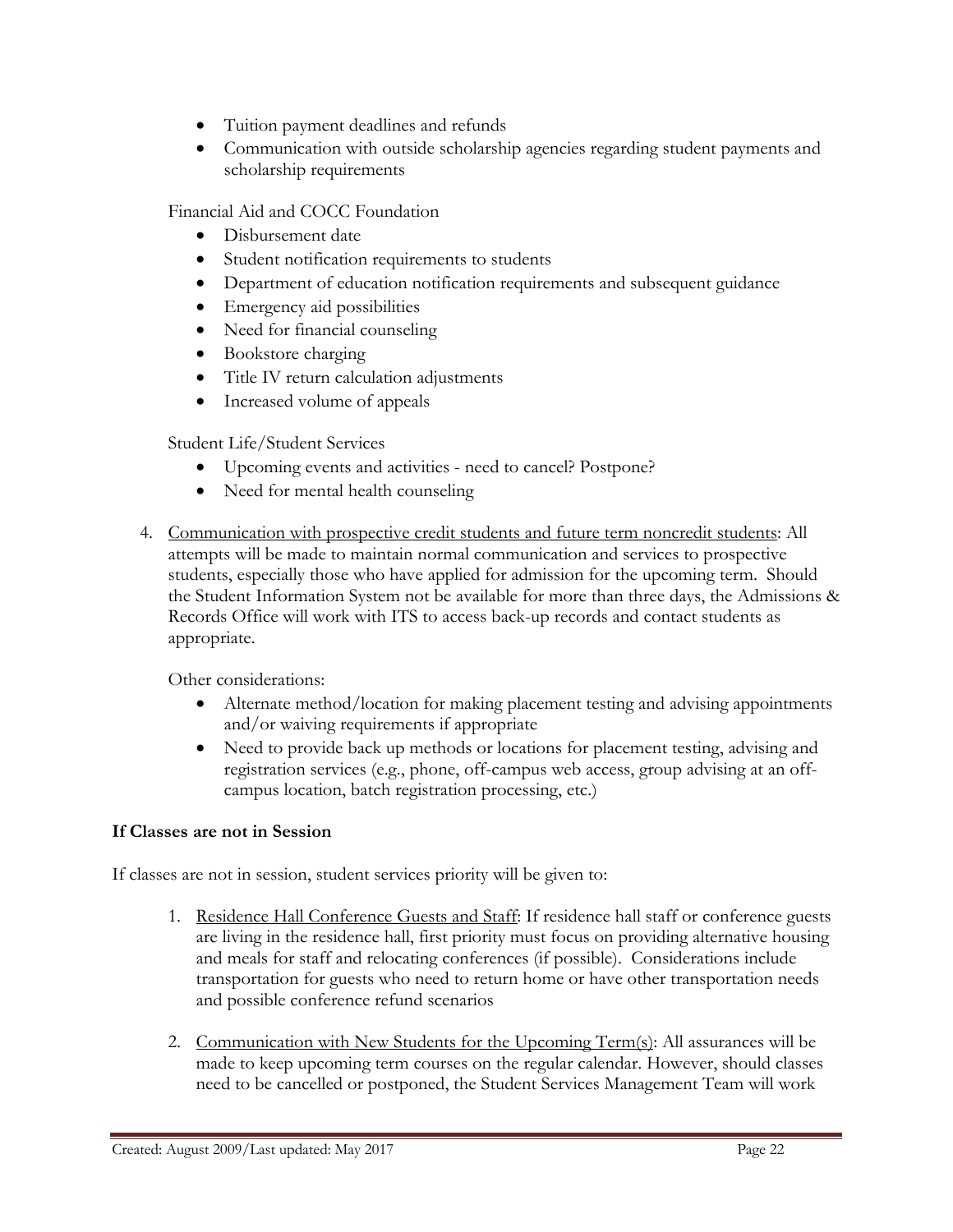- Tuition payment deadlines and refunds
- Communication with outside scholarship agencies regarding student payments and scholarship requirements

Financial Aid and COCC Foundation

- Disbursement date
- Student notification requirements to students
- Department of education notification requirements and subsequent guidance
- Emergency aid possibilities
- Need for financial counseling
- Bookstore charging
- Title IV return calculation adjustments
- Increased volume of appeals

Student Life/Student Services

- Upcoming events and activities - need to cancel? Postpone?
- Need for mental health counseling

4. <u>Communication with prospective credit students and future term noncredit students</u>: All attempts will be made to maintain normal communication and services to prospective students, especially those who have applied for admission for the upcoming term. Should the Student Information System not be available for more than three days, the Admissions & Records Office will work with ITS to access back-up records and contact students as appropriate.

   Other considerations:

   - Alternate method/location for making placement testing and advising appointments and/or waiving requirements if appropriate
   - Need to provide back up methods or locations for placement testing, advising and registration services (e.g., phone, off-campus web access, group advising at an off-campus location, batch registration processing, etc.)

**If Classes are not in Session**

If classes are not in session, student services priority will be given to:

1. <u>Residence Hall Conference Guests and Staff</u>: If residence hall staff or conference guests are living in the residence hall, first priority must focus on providing alternative housing and meals for staff and relocating conferences (if possible). Considerations include transportation for guests who need to return home or have other transportation needs and possible conference refund scenarios

2. <u>Communication with New Students for the Upcoming Term(s)</u>: All assurances will be made to keep upcoming term courses on the regular calendar. However, should classes need to be cancelled or postponed, the Student Services Management Team will work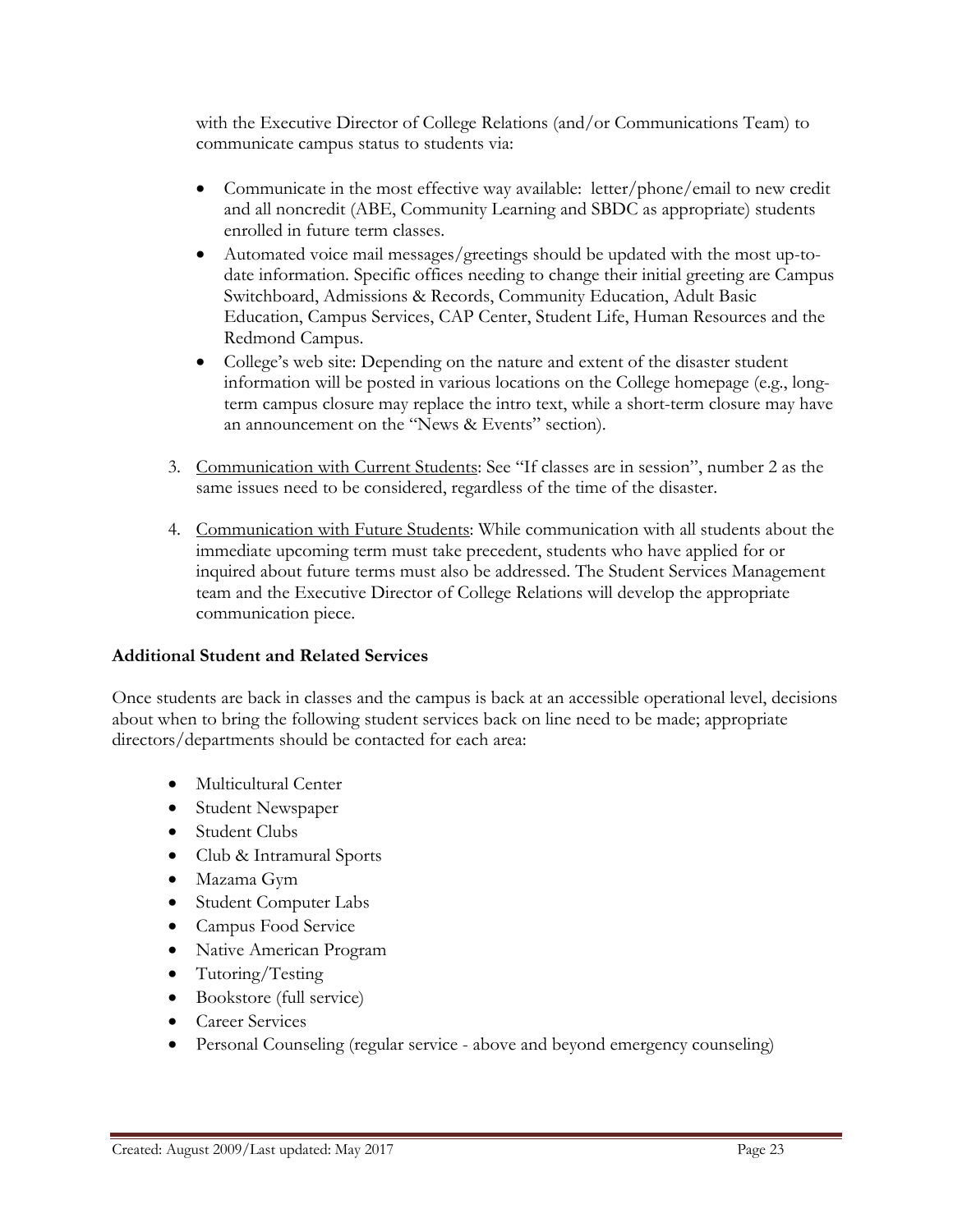with the Executive Director of College Relations (and/or Communications Team) to communicate campus status to students via:

- Communicate in the most effective way available: letter/phone/email to new credit and all noncredit (ABE, Community Learning and SBDC as appropriate) students enrolled in future term classes.
- Automated voice mail messages/greetings should be updated with the most up-to-date information. Specific offices needing to change their initial greeting are Campus Switchboard, Admissions & Records, Community Education, Adult Basic Education, Campus Services, CAP Center, Student Life, Human Resources and the Redmond Campus.
- College's web site: Depending on the nature and extent of the disaster student information will be posted in various locations on the College homepage (e.g., long-term campus closure may replace the intro text, while a short-term closure may have an announcement on the "News & Events" section).

3. Communication with Current Students: See "If classes are in session", number 2 as the same issues need to be considered, regardless of the time of the disaster.
4. Communication with Future Students: While communication with all students about the immediate upcoming term must take precedent, students who have applied for or inquired about future terms must also be addressed. The Student Services Management team and the Executive Director of College Relations will develop the appropriate communication piece.

**Additional Student and Related Services**

Once students are back in classes and the campus is back at an accessible operational level, decisions about when to bring the following student services back on line need to be made; appropriate directors/departments should be contacted for each area:

- Multicultural Center
- Student Newspaper
- Student Clubs
- Club & Intramural Sports
- Mazama Gym
- Student Computer Labs
- Campus Food Service
- Native American Program
- Tutoring/Testing
- Bookstore (full service)
- Career Services
- Personal Counseling (regular service - above and beyond emergency counseling)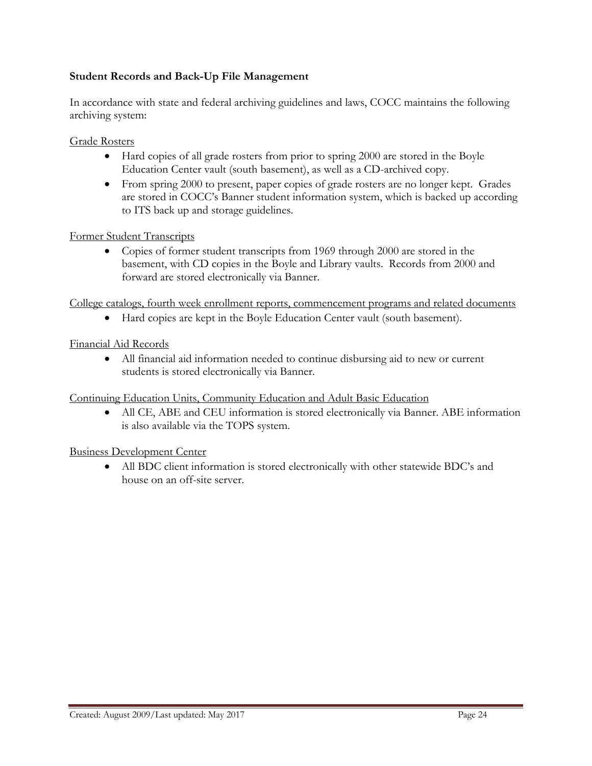### Student Records and Back-Up File Management

In accordance with state and federal archiving guidelines and laws, COCC maintains the following archiving system:

<u>Grade Rosters</u>

- Hard copies of all grade rosters from prior to spring 2000 are stored in the Boyle Education Center vault (south basement), as well as a CD-archived copy.
- From spring 2000 to present, paper copies of grade rosters are no longer kept. Grades are stored in COCC's Banner student information system, which is backed up according to ITS back up and storage guidelines.

<u>Former Student Transcripts</u>

- Copies of former student transcripts from 1969 through 2000 are stored in the basement, with CD copies in the Boyle and Library vaults. Records from 2000 and forward are stored electronically via Banner.

<u>College catalogs, fourth week enrollment reports, commencement programs and related documents</u>

- Hard copies are kept in the Boyle Education Center vault (south basement).

<u>Financial Aid Records</u>

- All financial aid information needed to continue disbursing aid to new or current students is stored electronically via Banner.

<u>Continuing Education Units, Community Education and Adult Basic Education</u>

- All CE, ABE and CEU information is stored electronically via Banner. ABE information is also available via the TOPS system.

<u>Business Development Center</u>

- All BDC client information is stored electronically with other statewide BDC's and house on an off-site server.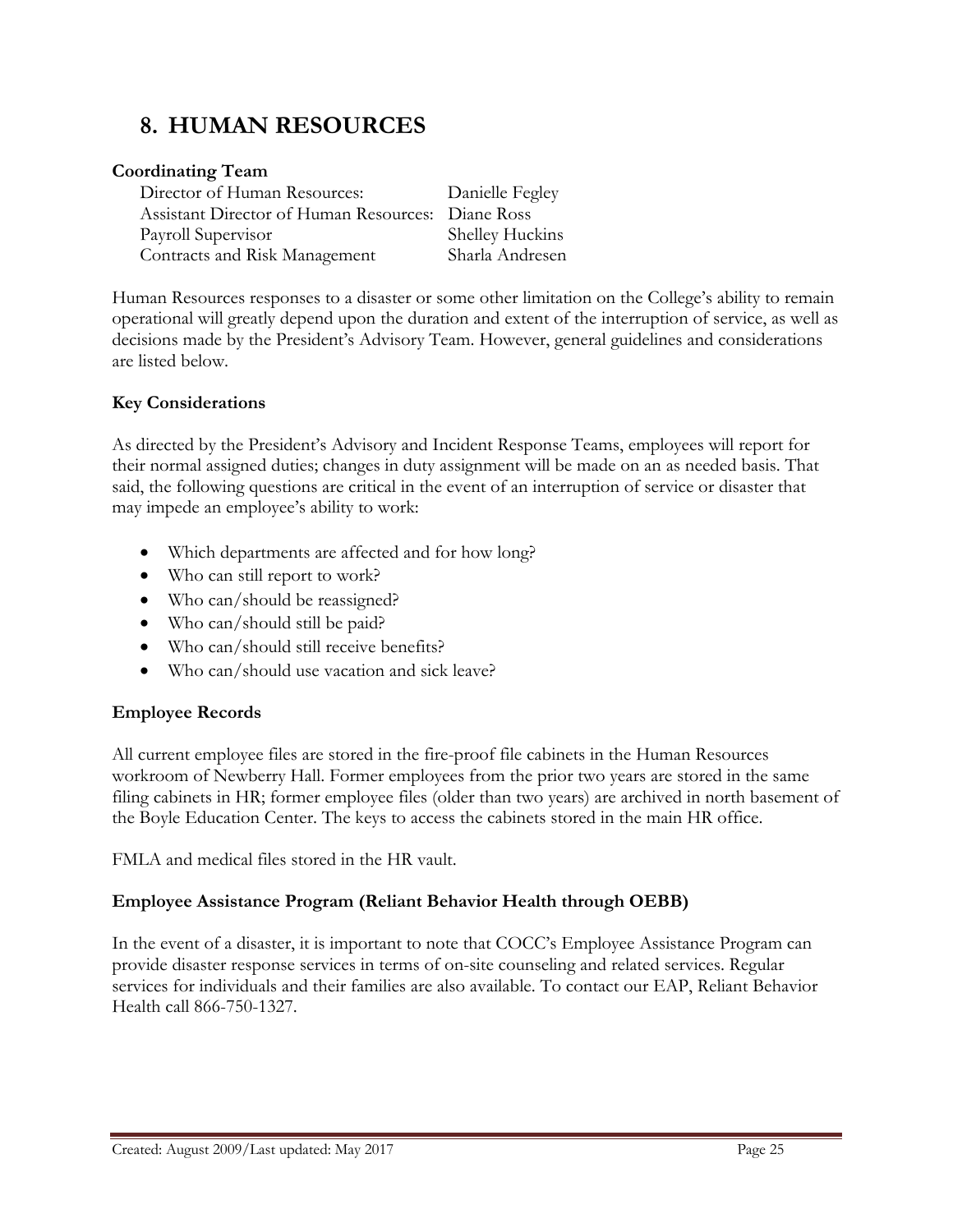# 8. HUMAN RESOURCES

**Coordinating Team**

| | |
|---|---|
| Director of Human Resources: | Danielle Fegley |
| Assistant Director of Human Resources: | Diane Ross |
| Payroll Supervisor | Shelley Huckins |
| Contracts and Risk Management | Sharla Andresen |

Human Resources responses to a disaster or some other limitation on the College's ability to remain operational will greatly depend upon the duration and extent of the interruption of service, as well as decisions made by the President's Advisory Team. However, general guidelines and considerations are listed below.

**Key Considerations**

As directed by the President's Advisory and Incident Response Teams, employees will report for their normal assigned duties; changes in duty assignment will be made on an as needed basis. That said, the following questions are critical in the event of an interruption of service or disaster that may impede an employee's ability to work:

- Which departments are affected and for how long?
- Who can still report to work?
- Who can/should be reassigned?
- Who can/should still be paid?
- Who can/should still receive benefits?
- Who can/should use vacation and sick leave?

**Employee Records**

All current employee files are stored in the fire-proof file cabinets in the Human Resources workroom of Newberry Hall. Former employees from the prior two years are stored in the same filing cabinets in HR; former employee files (older than two years) are archived in north basement of the Boyle Education Center. The keys to access the cabinets stored in the main HR office.

FMLA and medical files stored in the HR vault.

**Employee Assistance Program (Reliant Behavior Health through OEBB)**

In the event of a disaster, it is important to note that COCC's Employee Assistance Program can provide disaster response services in terms of on-site counseling and related services. Regular services for individuals and their families are also available. To contact our EAP, Reliant Behavior Health call 866-750-1327.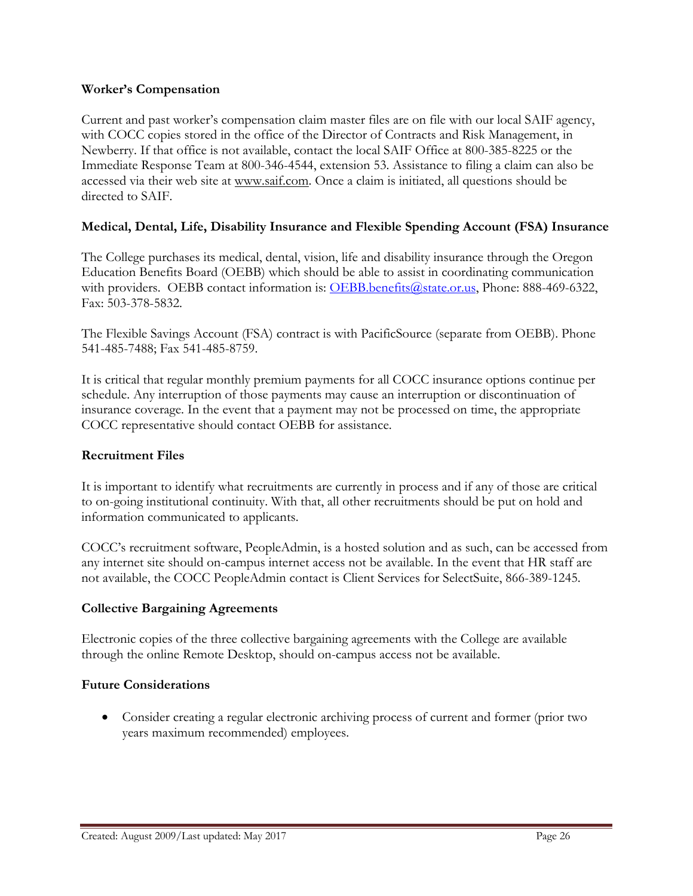### Worker's Compensation

Current and past worker's compensation claim master files are on file with our local SAIF agency, with COCC copies stored in the office of the Director of Contracts and Risk Management, in Newberry. If that office is not available, contact the local SAIF Office at 800-385-8225 or the Immediate Response Team at 800-346-4544, extension 53. Assistance to filing a claim can also be accessed via their web site at www.saif.com. Once a claim is initiated, all questions should be directed to SAIF.

### Medical, Dental, Life, Disability Insurance and Flexible Spending Account (FSA) Insurance

The College purchases its medical, dental, vision, life and disability insurance through the Oregon Education Benefits Board (OEBB) which should be able to assist in coordinating communication with providers. OEBB contact information is: OEBB.benefits@state.or.us, Phone: 888-469-6322, Fax: 503-378-5832.

The Flexible Savings Account (FSA) contract is with PacificSource (separate from OEBB). Phone 541-485-7488; Fax 541-485-8759.

It is critical that regular monthly premium payments for all COCC insurance options continue per schedule. Any interruption of those payments may cause an interruption or discontinuation of insurance coverage. In the event that a payment may not be processed on time, the appropriate COCC representative should contact OEBB for assistance.

### Recruitment Files

It is important to identify what recruitments are currently in process and if any of those are critical to on-going institutional continuity. With that, all other recruitments should be put on hold and information communicated to applicants.

COCC's recruitment software, PeopleAdmin, is a hosted solution and as such, can be accessed from any internet site should on-campus internet access not be available. In the event that HR staff are not available, the COCC PeopleAdmin contact is Client Services for SelectSuite, 866-389-1245.

### Collective Bargaining Agreements

Electronic copies of the three collective bargaining agreements with the College are available through the online Remote Desktop, should on-campus access not be available.

### Future Considerations

- Consider creating a regular electronic archiving process of current and former (prior two years maximum recommended) employees.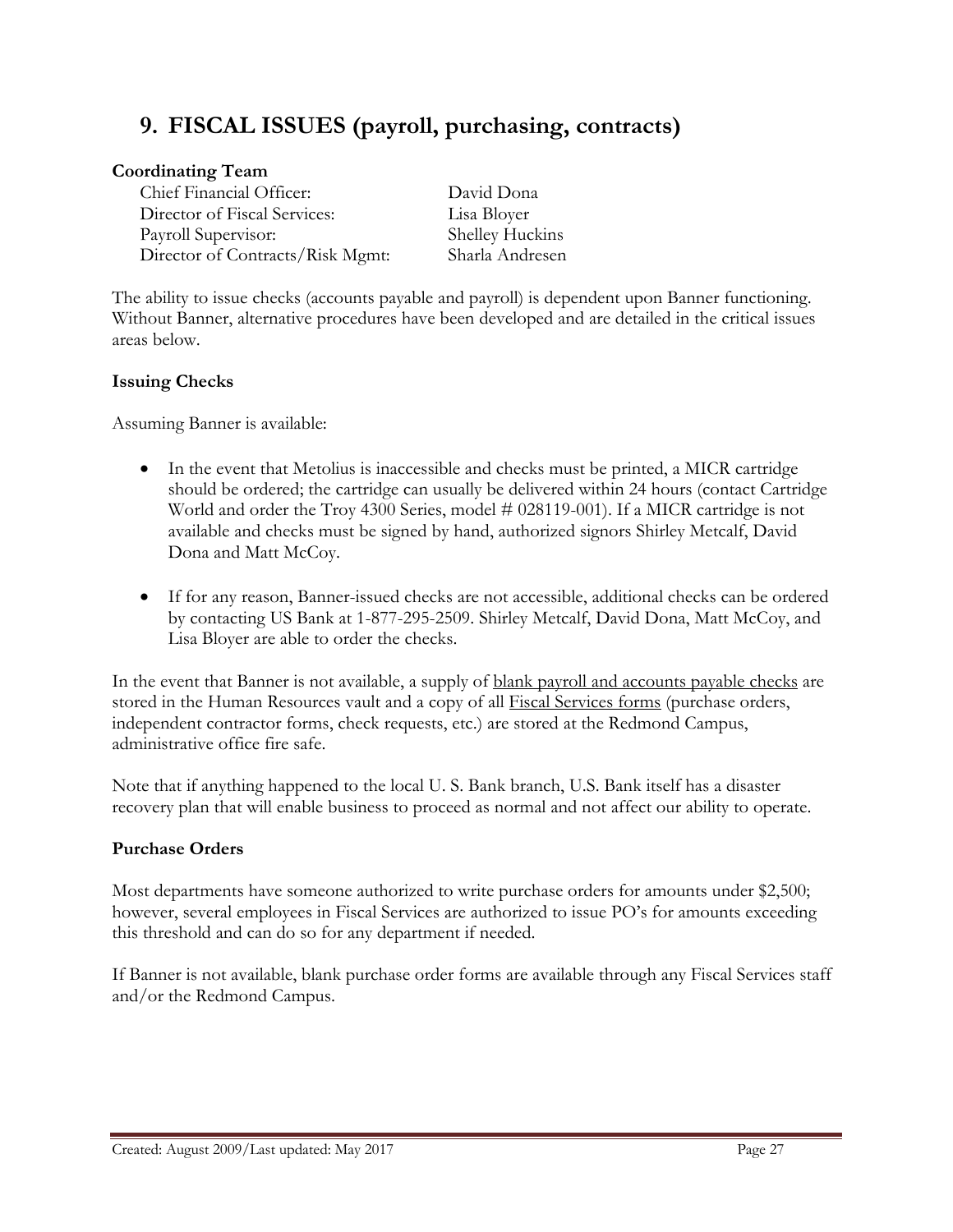## 9. FISCAL ISSUES (payroll, purchasing, contracts)

**Coordinating Team**

| | |
|---|---|
| Chief Financial Officer: | David Dona |
| Director of Fiscal Services: | Lisa Bloyer |
| Payroll Supervisor: | Shelley Huckins |
| Director of Contracts/Risk Mgmt: | Sharla Andresen |

The ability to issue checks (accounts payable and payroll) is dependent upon Banner functioning. Without Banner, alternative procedures have been developed and are detailed in the critical issues areas below.

**Issuing Checks**

Assuming Banner is available:

- In the event that Metolius is inaccessible and checks must be printed, a MICR cartridge should be ordered; the cartridge can usually be delivered within 24 hours (contact Cartridge World and order the Troy 4300 Series, model # 028119-001). If a MICR cartridge is not available and checks must be signed by hand, authorized signors Shirley Metcalf, David Dona and Matt McCoy.
- If for any reason, Banner-issued checks are not accessible, additional checks can be ordered by contacting US Bank at 1-877-295-2509. Shirley Metcalf, David Dona, Matt McCoy, and Lisa Bloyer are able to order the checks.

In the event that Banner is not available, a supply of blank payroll and accounts payable checks are stored in the Human Resources vault and a copy of all Fiscal Services forms (purchase orders, independent contractor forms, check requests, etc.) are stored at the Redmond Campus, administrative office fire safe.

Note that if anything happened to the local U. S. Bank branch, U.S. Bank itself has a disaster recovery plan that will enable business to proceed as normal and not affect our ability to operate.

**Purchase Orders**

Most departments have someone authorized to write purchase orders for amounts under $2,500; however, several employees in Fiscal Services are authorized to issue PO's for amounts exceeding this threshold and can do so for any department if needed.

If Banner is not available, blank purchase order forms are available through any Fiscal Services staff and/or the Redmond Campus.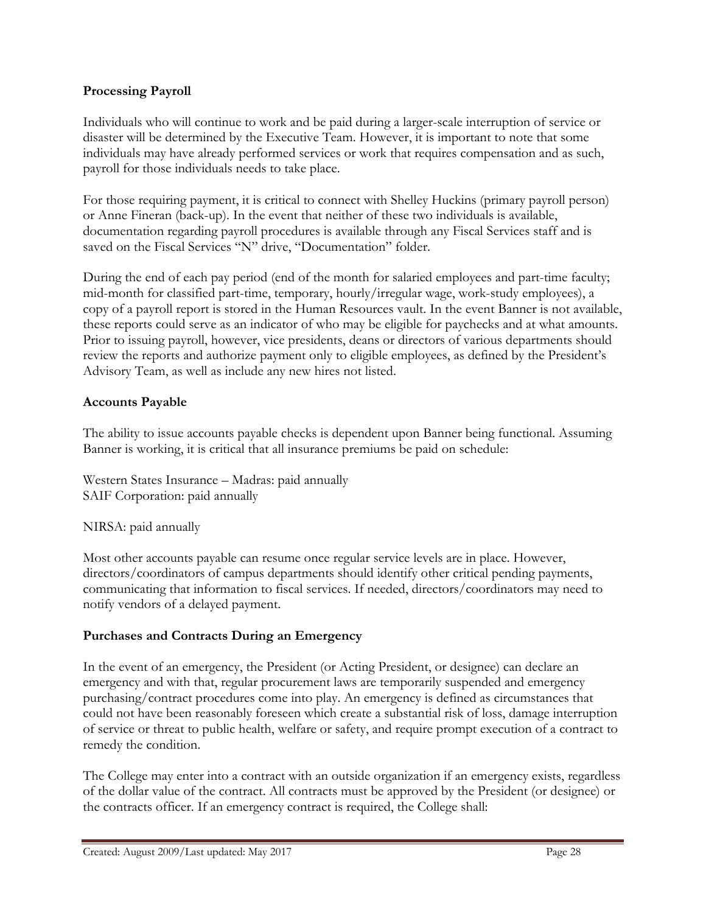### Processing Payroll

Individuals who will continue to work and be paid during a larger-scale interruption of service or disaster will be determined by the Executive Team. However, it is important to note that some individuals may have already performed services or work that requires compensation and as such, payroll for those individuals needs to take place.

For those requiring payment, it is critical to connect with Shelley Huckins (primary payroll person) or Anne Fineran (back-up). In the event that neither of these two individuals is available, documentation regarding payroll procedures is available through any Fiscal Services staff and is saved on the Fiscal Services "N" drive, "Documentation" folder.

During the end of each pay period (end of the month for salaried employees and part-time faculty; mid-month for classified part-time, temporary, hourly/irregular wage, work-study employees), a copy of a payroll report is stored in the Human Resources vault. In the event Banner is not available, these reports could serve as an indicator of who may be eligible for paychecks and at what amounts. Prior to issuing payroll, however, vice presidents, deans or directors of various departments should review the reports and authorize payment only to eligible employees, as defined by the President's Advisory Team, as well as include any new hires not listed.

### Accounts Payable

The ability to issue accounts payable checks is dependent upon Banner being functional. Assuming Banner is working, it is critical that all insurance premiums be paid on schedule:

Western States Insurance – Madras: paid annually
SAIF Corporation: paid annually

NIRSA: paid annually

Most other accounts payable can resume once regular service levels are in place. However, directors/coordinators of campus departments should identify other critical pending payments, communicating that information to fiscal services. If needed, directors/coordinators may need to notify vendors of a delayed payment.

### Purchases and Contracts During an Emergency

In the event of an emergency, the President (or Acting President, or designee) can declare an emergency and with that, regular procurement laws are temporarily suspended and emergency purchasing/contract procedures come into play. An emergency is defined as circumstances that could not have been reasonably foreseen which create a substantial risk of loss, damage interruption of service or threat to public health, welfare or safety, and require prompt execution of a contract to remedy the condition.

The College may enter into a contract with an outside organization if an emergency exists, regardless of the dollar value of the contract. All contracts must be approved by the President (or designee) or the contracts officer. If an emergency contract is required, the College shall: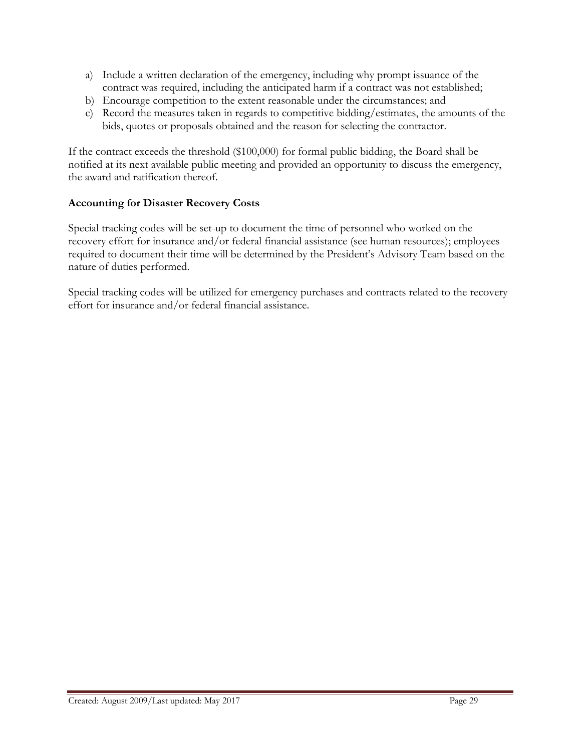a) Include a written declaration of the emergency, including why prompt issuance of the contract was required, including the anticipated harm if a contract was not established;
b) Encourage competition to the extent reasonable under the circumstances; and
c) Record the measures taken in regards to competitive bidding/estimates, the amounts of the bids, quotes or proposals obtained and the reason for selecting the contractor.

If the contract exceeds the threshold ($100,000) for formal public bidding, the Board shall be notified at its next available public meeting and provided an opportunity to discuss the emergency, the award and ratification thereof.

**Accounting for Disaster Recovery Costs**

Special tracking codes will be set-up to document the time of personnel who worked on the recovery effort for insurance and/or federal financial assistance (see human resources); employees required to document their time will be determined by the President's Advisory Team based on the nature of duties performed.

Special tracking codes will be utilized for emergency purchases and contracts related to the recovery effort for insurance and/or federal financial assistance.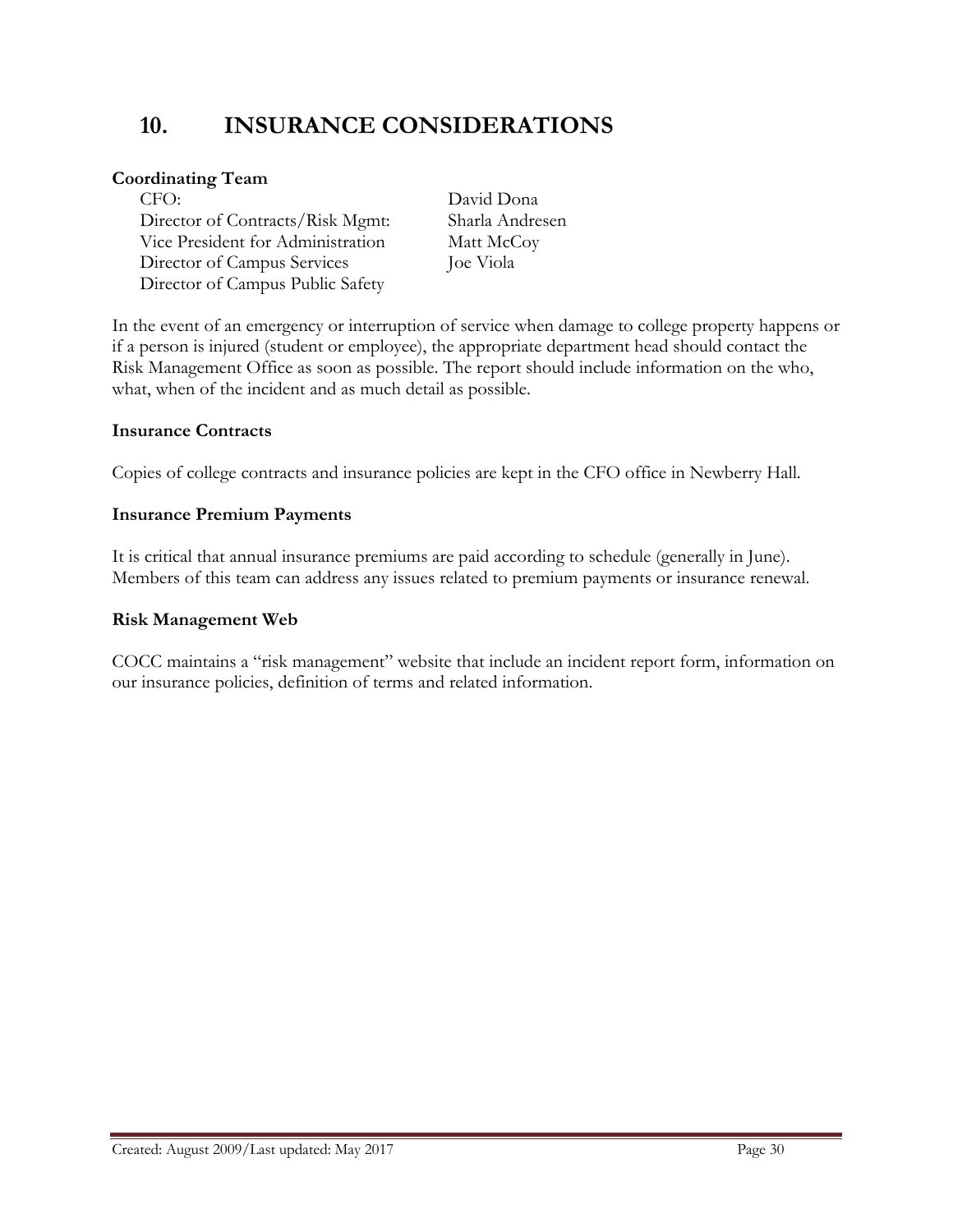# 10. INSURANCE CONSIDERATIONS

**Coordinating Team**

| | |
|---|---|
| CFO: | David Dona |
| Director of Contracts/Risk Mgmt: | Sharla Andresen |
| Vice President for Administration | Matt McCoy |
| Director of Campus Services | Joe Viola |
| Director of Campus Public Safety | |

In the event of an emergency or interruption of service when damage to college property happens or if a person is injured (student or employee), the appropriate department head should contact the Risk Management Office as soon as possible. The report should include information on the who, what, when of the incident and as much detail as possible.

**Insurance Contracts**

Copies of college contracts and insurance policies are kept in the CFO office in Newberry Hall.

**Insurance Premium Payments**

It is critical that annual insurance premiums are paid according to schedule (generally in June). Members of this team can address any issues related to premium payments or insurance renewal.

**Risk Management Web**

COCC maintains a "risk management" website that include an incident report form, information on our insurance policies, definition of terms and related information.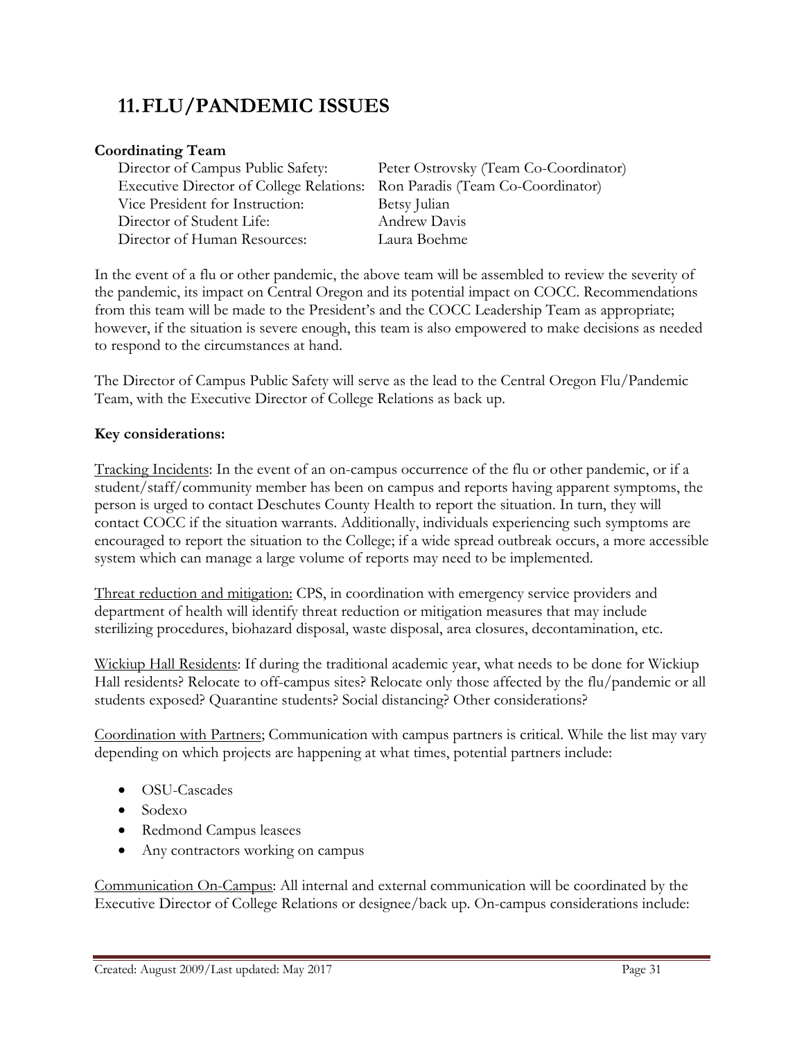# 11. FLU/PANDEMIC ISSUES

**Coordinating Team**

| | |
|---|---|
| Director of Campus Public Safety: | Peter Ostrovsky (Team Co-Coordinator) |
| Executive Director of College Relations: | Ron Paradis (Team Co-Coordinator) |
| Vice President for Instruction: | Betsy Julian |
| Director of Student Life: | Andrew Davis |
| Director of Human Resources: | Laura Boehme |

In the event of a flu or other pandemic, the above team will be assembled to review the severity of the pandemic, its impact on Central Oregon and its potential impact on COCC. Recommendations from this team will be made to the President's and the COCC Leadership Team as appropriate; however, if the situation is severe enough, this team is also empowered to make decisions as needed to respond to the circumstances at hand.

The Director of Campus Public Safety will serve as the lead to the Central Oregon Flu/Pandemic Team, with the Executive Director of College Relations as back up.

**Key considerations:**

Tracking Incidents: In the event of an on-campus occurrence of the flu or other pandemic, or if a student/staff/community member has been on campus and reports having apparent symptoms, the person is urged to contact Deschutes County Health to report the situation. In turn, they will contact COCC if the situation warrants. Additionally, individuals experiencing such symptoms are encouraged to report the situation to the College; if a wide spread outbreak occurs, a more accessible system which can manage a large volume of reports may need to be implemented.

Threat reduction and mitigation: CPS, in coordination with emergency service providers and department of health will identify threat reduction or mitigation measures that may include sterilizing procedures, biohazard disposal, waste disposal, area closures, decontamination, etc.

Wickiup Hall Residents: If during the traditional academic year, what needs to be done for Wickiup Hall residents? Relocate to off-campus sites? Relocate only those affected by the flu/pandemic or all students exposed? Quarantine students? Social distancing? Other considerations?

Coordination with Partners; Communication with campus partners is critical. While the list may vary depending on which projects are happening at what times, potential partners include:

- OSU-Cascades
- Sodexo
- Redmond Campus leasees
- Any contractors working on campus

Communication On-Campus: All internal and external communication will be coordinated by the Executive Director of College Relations or designee/back up. On-campus considerations include: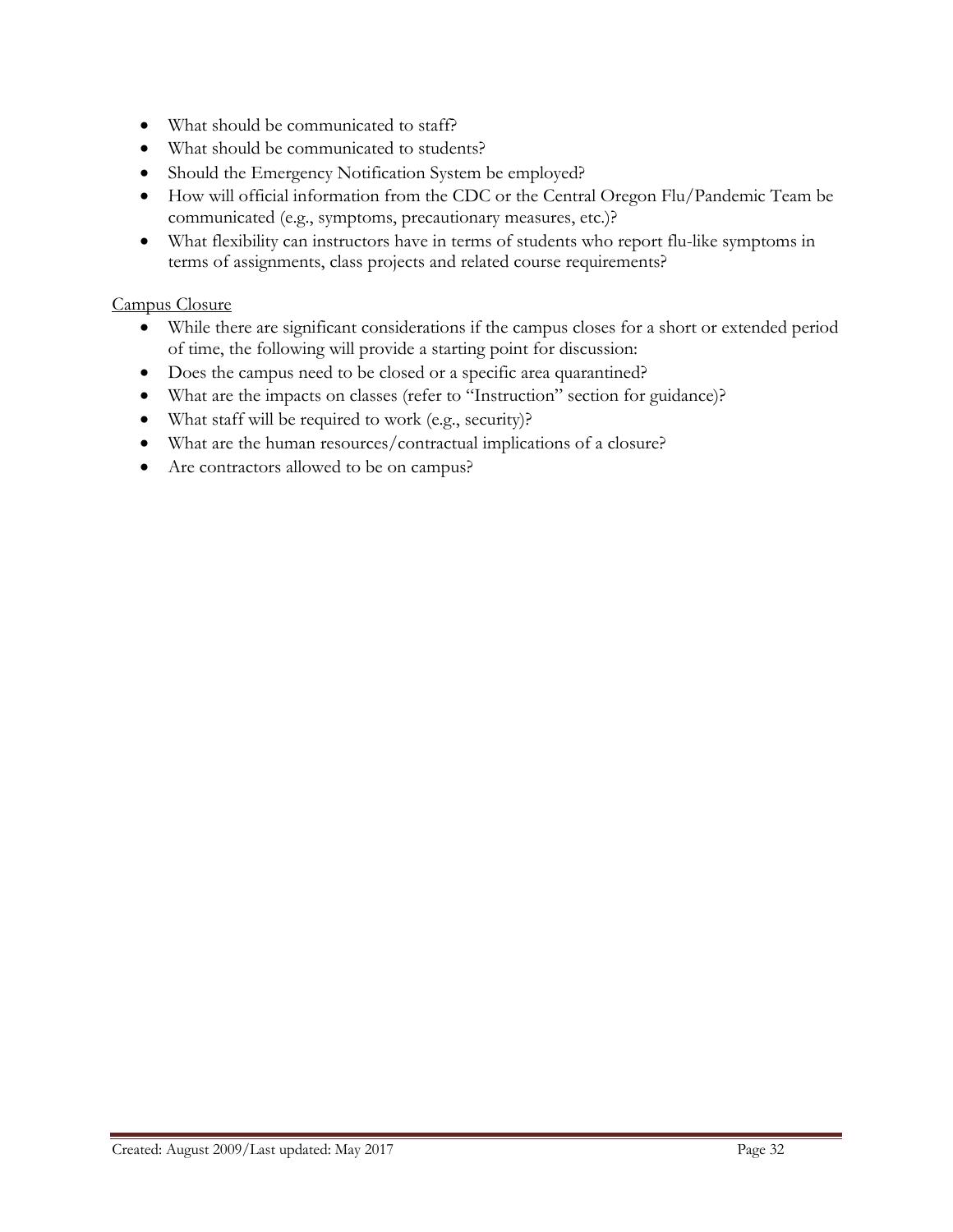- What should be communicated to staff?
- What should be communicated to students?
- Should the Emergency Notification System be employed?
- How will official information from the CDC or the Central Oregon Flu/Pandemic Team be communicated (e.g., symptoms, precautionary measures, etc.)?
- What flexibility can instructors have in terms of students who report flu-like symptoms in terms of assignments, class projects and related course requirements?

<u>Campus Closure</u>

- While there are significant considerations if the campus closes for a short or extended period of time, the following will provide a starting point for discussion:
- Does the campus need to be closed or a specific area quarantined?
- What are the impacts on classes (refer to "Instruction" section for guidance)?
- What staff will be required to work (e.g., security)?
- What are the human resources/contractual implications of a closure?
- Are contractors allowed to be on campus?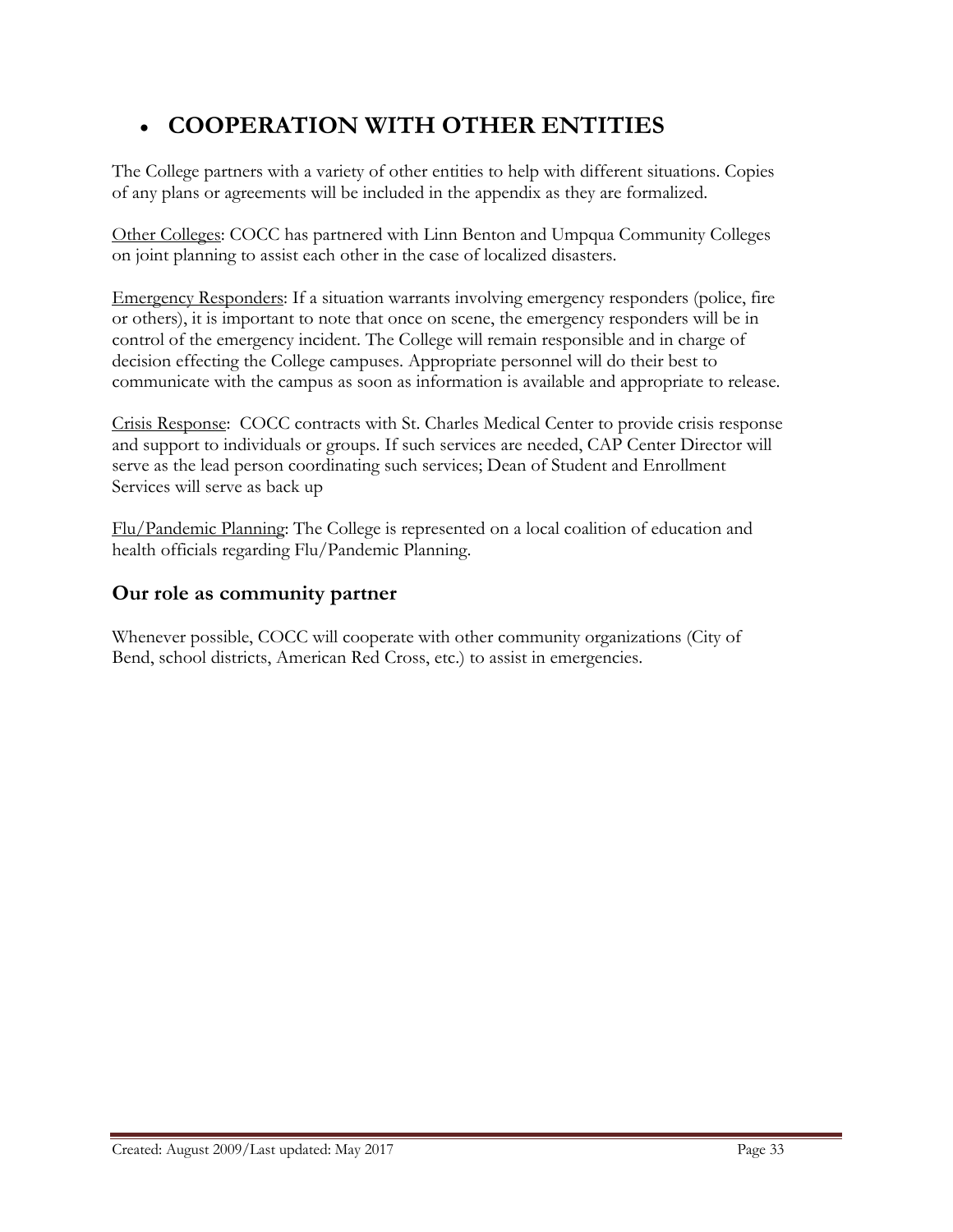# COOPERATION WITH OTHER ENTITIES

The College partners with a variety of other entities to help with different situations. Copies of any plans or agreements will be included in the appendix as they are formalized.

Other Colleges: COCC has partnered with Linn Benton and Umpqua Community Colleges on joint planning to assist each other in the case of localized disasters.

Emergency Responders: If a situation warrants involving emergency responders (police, fire or others), it is important to note that once on scene, the emergency responders will be in control of the emergency incident. The College will remain responsible and in charge of decision effecting the College campuses. Appropriate personnel will do their best to communicate with the campus as soon as information is available and appropriate to release.

Crisis Response: COCC contracts with St. Charles Medical Center to provide crisis response and support to individuals or groups. If such services are needed, CAP Center Director will serve as the lead person coordinating such services; Dean of Student and Enrollment Services will serve as back up

Flu/Pandemic Planning: The College is represented on a local coalition of education and health officials regarding Flu/Pandemic Planning.

## Our role as community partner

Whenever possible, COCC will cooperate with other community organizations (City of Bend, school districts, American Red Cross, etc.) to assist in emergencies.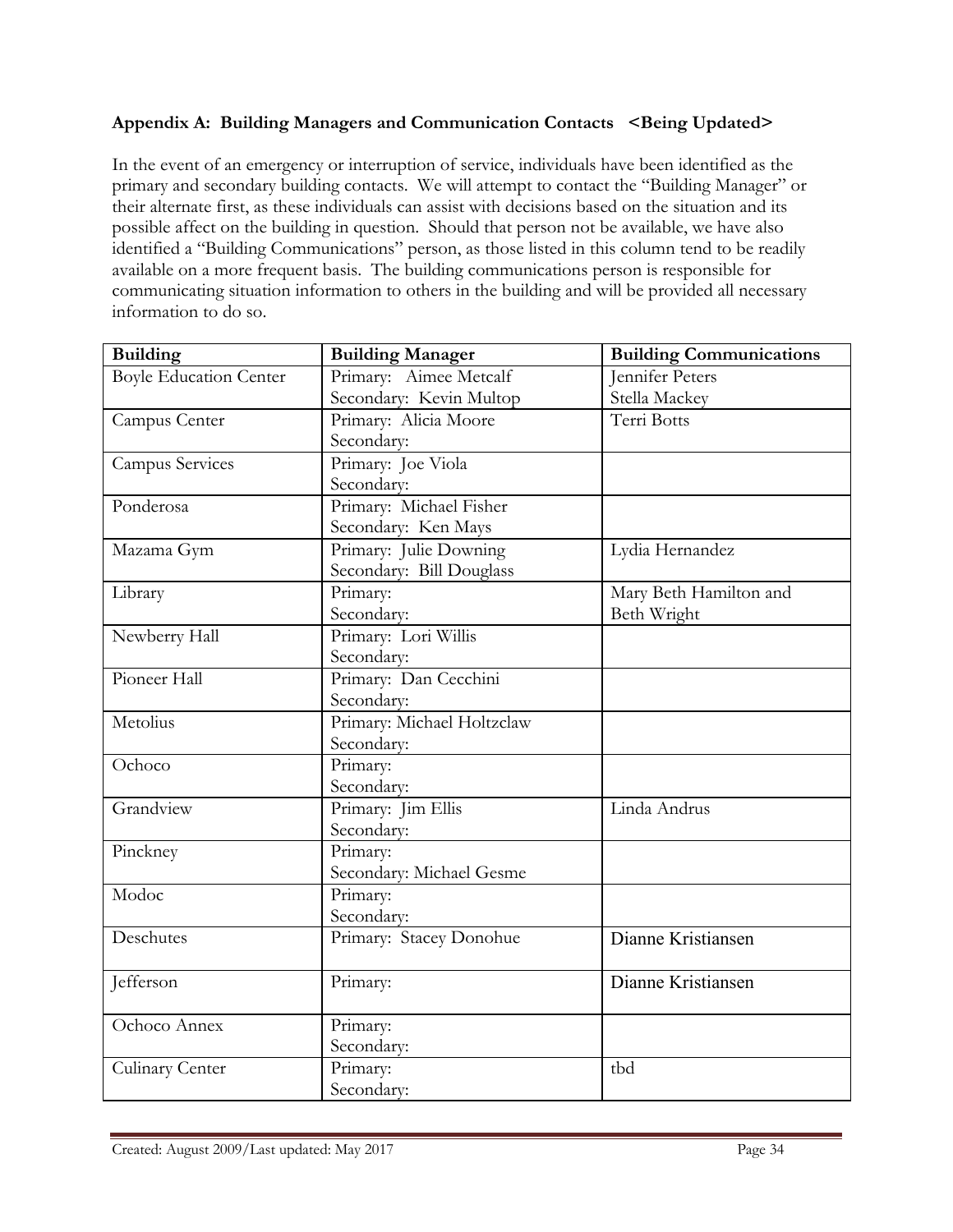### Appendix A: Building Managers and Communication Contacts <Being Updated>

In the event of an emergency or interruption of service, individuals have been identified as the primary and secondary building contacts. We will attempt to contact the "Building Manager" or their alternate first, as these individuals can assist with decisions based on the situation and its possible affect on the building in question. Should that person not be available, we have also identified a "Building Communications" person, as those listed in this column tend to be readily available on a more frequent basis. The building communications person is responsible for communicating situation information to others in the building and will be provided all necessary information to do so.

| Building | Building Manager | Building Communications |
|---|---|---|
| Boyle Education Center | Primary: Aimee Metcalf<br>Secondary: Kevin Multop | Jennifer Peters<br>Stella Mackey |
| Campus Center | Primary: Alicia Moore<br>Secondary: | Terri Botts |
| Campus Services | Primary: Joe Viola<br>Secondary: | |
| Ponderosa | Primary: Michael Fisher<br>Secondary: Ken Mays | |
| Mazama Gym | Primary: Julie Downing<br>Secondary: Bill Douglass | Lydia Hernandez |
| Library | Primary:<br>Secondary: | Mary Beth Hamilton and Beth Wright |
| Newberry Hall | Primary: Lori Willis<br>Secondary: | |
| Pioneer Hall | Primary: Dan Cecchini<br>Secondary: | |
| Metolius | Primary: Michael Holtzclaw<br>Secondary: | |
| Ochoco | Primary:<br>Secondary: | |
| Grandview | Primary: Jim Ellis<br>Secondary: | Linda Andrus |
| Pinckney | Primary:<br>Secondary: Michael Gesme | |
| Modoc | Primary:<br>Secondary: | |
| Deschutes | Primary: Stacey Donohue | Dianne Kristiansen |
| Jefferson | Primary: | Dianne Kristiansen |
| Ochoco Annex | Primary:<br>Secondary: | |
| Culinary Center | Primary:<br>Secondary: | tbd |

Created: August 2009/Last updated: May 2017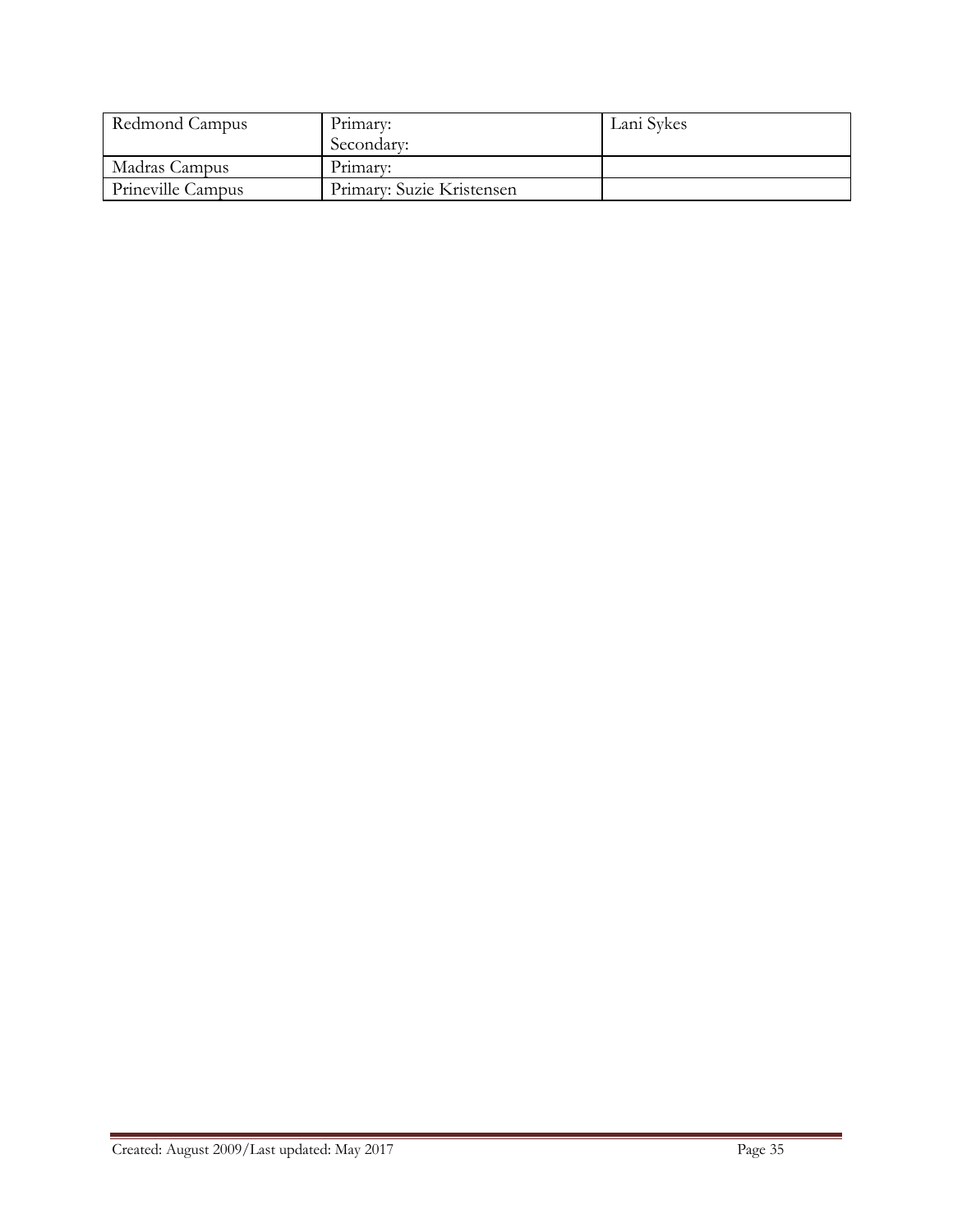| Redmond Campus | Primary:<br>Secondary: | Lani Sykes |
|---|---|---|
| Madras Campus | Primary: | |
| Prineville Campus | Primary: Suzie Kristensen | |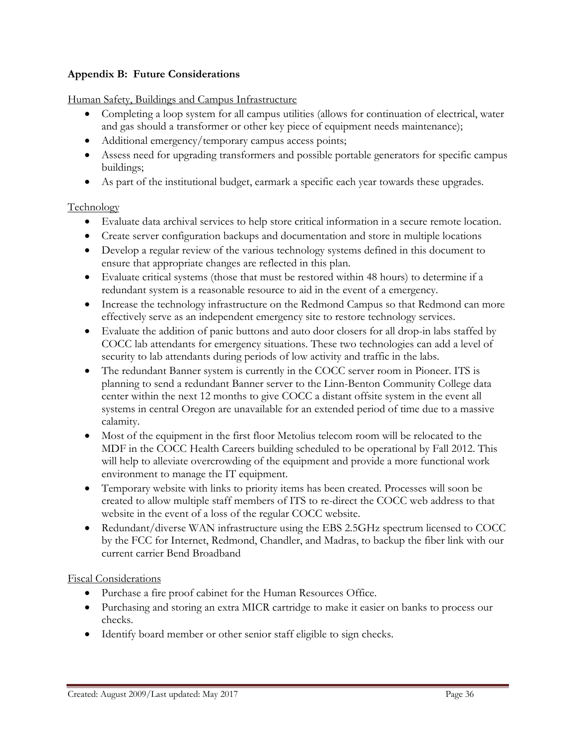**Appendix B: Future Considerations**

Human Safety, Buildings and Campus Infrastructure

- Completing a loop system for all campus utilities (allows for continuation of electrical, water and gas should a transformer or other key piece of equipment needs maintenance);
- Additional emergency/temporary campus access points;
- Assess need for upgrading transformers and possible portable generators for specific campus buildings;
- As part of the institutional budget, earmark a specific each year towards these upgrades.

Technology

- Evaluate data archival services to help store critical information in a secure remote location.
- Create server configuration backups and documentation and store in multiple locations
- Develop a regular review of the various technology systems defined in this document to ensure that appropriate changes are reflected in this plan.
- Evaluate critical systems (those that must be restored within 48 hours) to determine if a redundant system is a reasonable resource to aid in the event of a emergency.
- Increase the technology infrastructure on the Redmond Campus so that Redmond can more effectively serve as an independent emergency site to restore technology services.
- Evaluate the addition of panic buttons and auto door closers for all drop-in labs staffed by COCC lab attendants for emergency situations. These two technologies can add a level of security to lab attendants during periods of low activity and traffic in the labs.
- The redundant Banner system is currently in the COCC server room in Pioneer. ITS is planning to send a redundant Banner server to the Linn-Benton Community College data center within the next 12 months to give COCC a distant offsite system in the event all systems in central Oregon are unavailable for an extended period of time due to a massive calamity.
- Most of the equipment in the first floor Metolius telecom room will be relocated to the MDF in the COCC Health Careers building scheduled to be operational by Fall 2012. This will help to alleviate overcrowding of the equipment and provide a more functional work environment to manage the IT equipment.
- Temporary website with links to priority items has been created. Processes will soon be created to allow multiple staff members of ITS to re-direct the COCC web address to that website in the event of a loss of the regular COCC website.
- Redundant/diverse WAN infrastructure using the EBS 2.5GHz spectrum licensed to COCC by the FCC for Internet, Redmond, Chandler, and Madras, to backup the fiber link with our current carrier Bend Broadband

Fiscal Considerations

- Purchase a fire proof cabinet for the Human Resources Office.
- Purchasing and storing an extra MICR cartridge to make it easier on banks to process our checks.
- Identify board member or other senior staff eligible to sign checks.